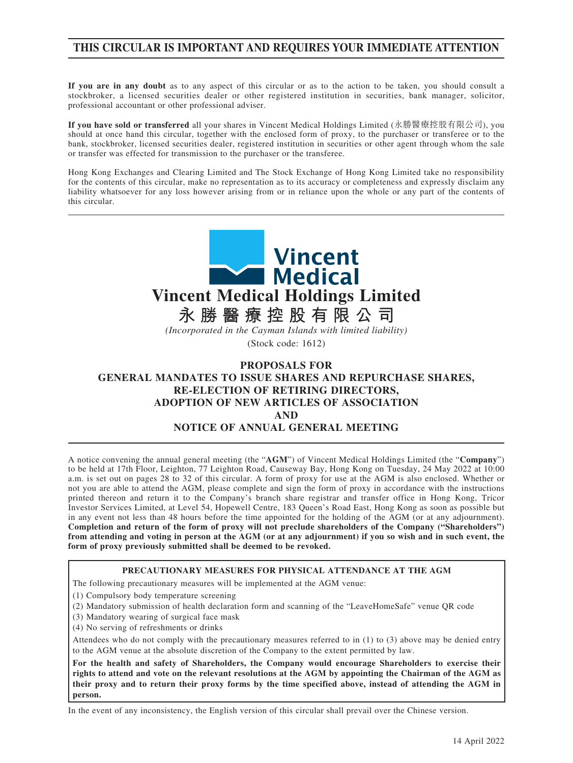# THIS CIRCULAR IS IMPORTANT AND REQUIRES YOUR IMMEDIATE ATTENTION

**If you are in any doubt** as to any aspect of this circular or as to the action to be taken, you should consult a stockbroker, a licensed securities dealer or other registered institution in securities, bank manager, solicitor, professional accountant or other professional adviser.

**If you have sold or transferred** all your shares in Vincent Medical Holdings Limited (永勝醫療控股有限公司), you should at once hand this circular, together with the enclosed form of proxy, to the purchaser or transferee or to the bank, stockbroker, licensed securities dealer, registered institution in securities or other agent through whom the sale or transfer was effected for transmission to the purchaser or the transferee.

Hong Kong Exchanges and Clearing Limited and The Stock Exchange of Hong Kong Limited take no responsibility for the contents of this circular, make no representation as to its accuracy or completeness and expressly disclaim any liability whatsoever for any loss however arising from or in reliance upon the whole or any part of the contents of this circular.

Vincent Medical

**Vincent Medical Holdings Limited**

**永勝醫療控股有限公司**

*(Incorporated in the Cayman Islands with limited liability)*

(Stock code: 1612)

## PROPOSALS FOR GENERAL MANDATES TO ISSUE SHARES AND REPURCHASE SHARES, RE-ELECTION OF RETIRING DIRECTORS, ADOPTION OF NEW ARTICLES OF ASSOCIATION AND NOTICE OF ANNUAL GENERAL MEETING

A notice convening the annual general meeting (the "**AGM**") of Vincent Medical Holdings Limited (the "**Company**") to be held at 17th Floor, Leighton, 77 Leighton Road, Causeway Bay, Hong Kong on Tuesday, 24 May 2022 at 10:00 a.m. is set out on pages 28 to 32 of this circular. A form of proxy for use at the AGM is also enclosed. Whether or not you are able to attend the AGM, please complete and sign the form of proxy in accordance with the instructions printed thereon and return it to the Company's branch share registrar and transfer office in Hong Kong, Tricor Investor Services Limited, at Level 54, Hopewell Centre, 183 Queen's Road East, Hong Kong as soon as possible but in any event not less than 48 hours before the time appointed for the holding of the AGM (or at any adjournment). **Completion and return of the form of proxy will not preclude shareholders of the Company ("Shareholders") from attending and voting in person at the AGM (or at any adjournment) if you so wish and in such event, the form of proxy previously submitted shall be deemed to be revoked.**

**PRECAUTIONARY MEASURES FOR PHYSICAL ATTENDANCE AT THE AGM**

The following precautionary measures will be implemented at the AGM venue:

(1) Compulsory body temperature screening

(2) Mandatory submission of health declaration form and scanning of the "LeaveHomeSafe" venue QR code

(3) Mandatory wearing of surgical face mask

(4) No serving of refreshments or drinks

Attendees who do not comply with the precautionary measures referred to in (1) to (3) above may be denied entry to the AGM venue at the absolute discretion of the Company to the extent permitted by law.

**For the health and safety of Shareholders, the Company would encourage Shareholders to exercise their rights to attend and vote on the relevant resolutions at the AGM by appointing the Chairman of the AGM as their proxy and to return their proxy forms by the time specified above, instead of attending the AGM in person.**

In the event of any inconsistency, the English version of this circular shall prevail over the Chinese version.

14 April 2022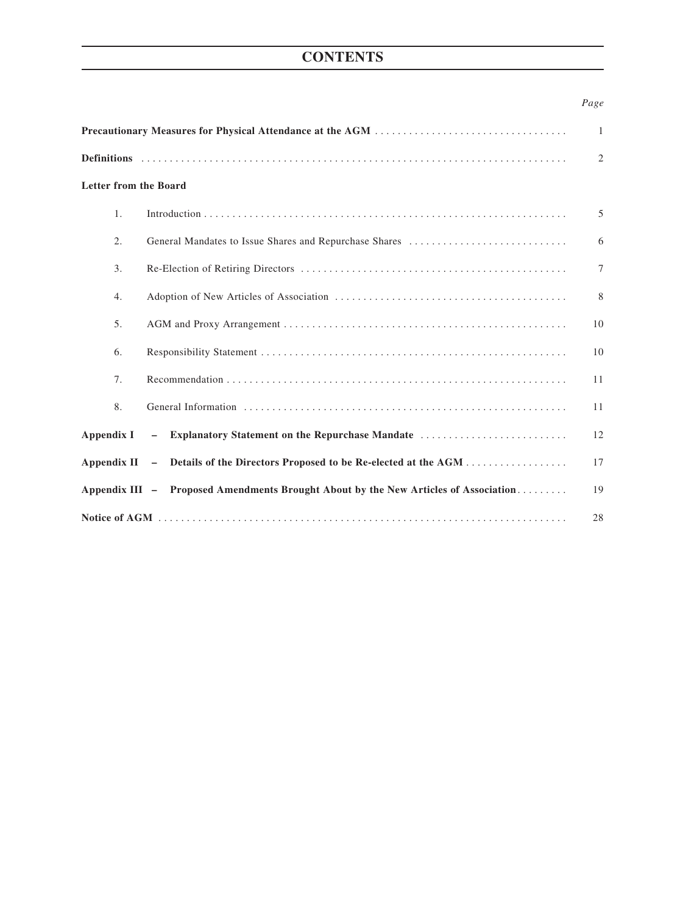# CONTENTS

| | Page |
|---|---|
| **Precautionary Measures for Physical Attendance at the AGM** | 1 |
| **Definitions** | 2 |
| **Letter from the Board** | |
| 1. Introduction | 5 |
| 2. General Mandates to Issue Shares and Repurchase Shares | 6 |
| 3. Re-Election of Retiring Directors | 7 |
| 4. Adoption of New Articles of Association | 8 |
| 5. AGM and Proxy Arrangement | 10 |
| 6. Responsibility Statement | 10 |
| 7. Recommendation | 11 |
| 8. General Information | 11 |
| **Appendix I – Explanatory Statement on the Repurchase Mandate** | 12 |
| **Appendix II – Details of the Directors Proposed to be Re-elected at the AGM** | 17 |
| **Appendix III – Proposed Amendments Brought About by the New Articles of Association** | 19 |
| **Notice of AGM** | 28 |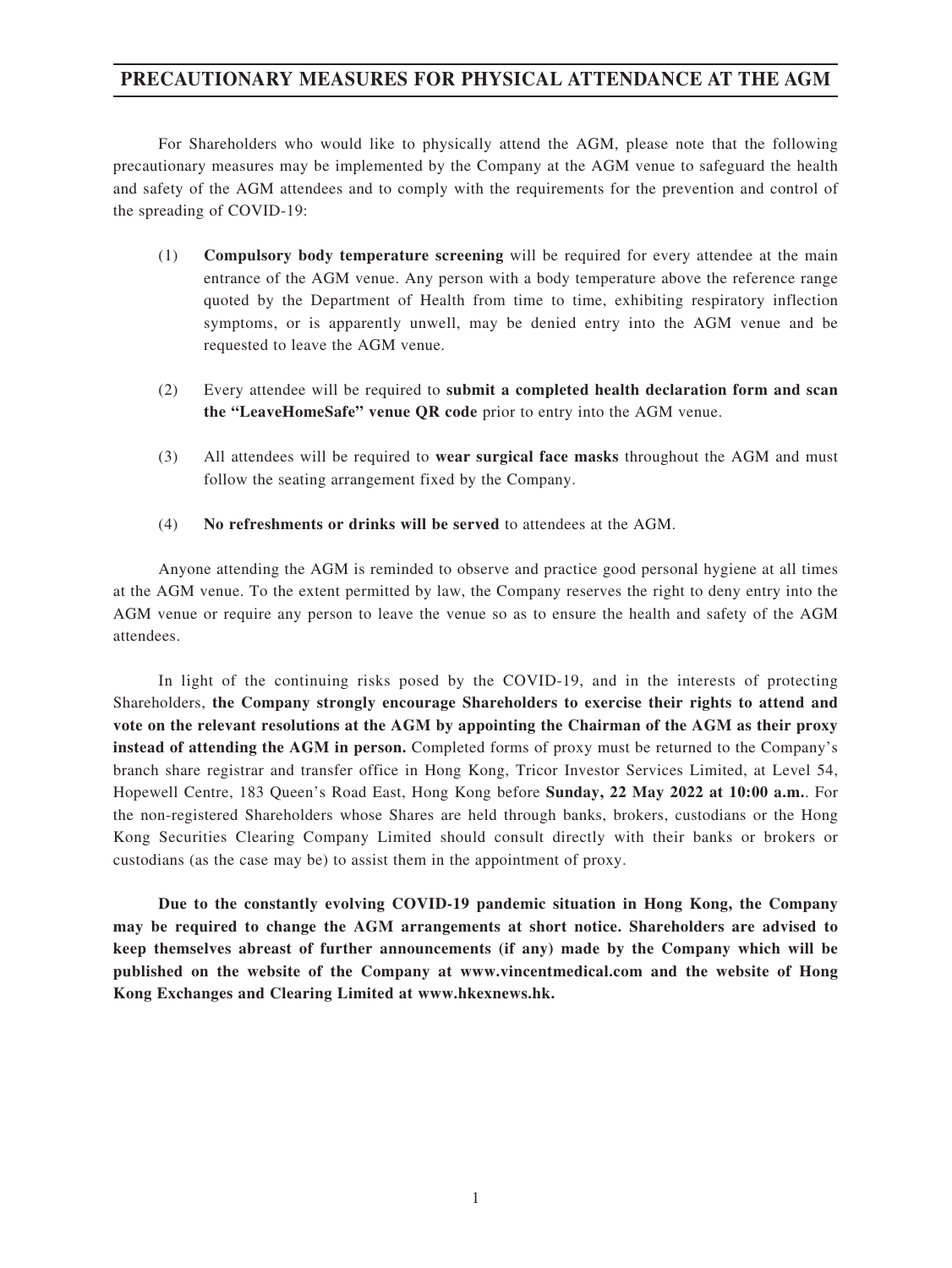# PRECAUTIONARY MEASURES FOR PHYSICAL ATTENDANCE AT THE AGM

For Shareholders who would like to physically attend the AGM, please note that the following precautionary measures may be implemented by the Company at the AGM venue to safeguard the health and safety of the AGM attendees and to comply with the requirements for the prevention and control of the spreading of COVID-19:

(1) **Compulsory body temperature screening** will be required for every attendee at the main entrance of the AGM venue. Any person with a body temperature above the reference range quoted by the Department of Health from time to time, exhibiting respiratory inflection symptoms, or is apparently unwell, may be denied entry into the AGM venue and be requested to leave the AGM venue.

(2) Every attendee will be required to **submit a completed health declaration form and scan the "LeaveHomeSafe" venue QR code** prior to entry into the AGM venue.

(3) All attendees will be required to **wear surgical face masks** throughout the AGM and must follow the seating arrangement fixed by the Company.

(4) **No refreshments or drinks will be served** to attendees at the AGM.

Anyone attending the AGM is reminded to observe and practice good personal hygiene at all times at the AGM venue. To the extent permitted by law, the Company reserves the right to deny entry into the AGM venue or require any person to leave the venue so as to ensure the health and safety of the AGM attendees.

In light of the continuing risks posed by the COVID-19, and in the interests of protecting Shareholders, **the Company strongly encourage Shareholders to exercise their rights to attend and vote on the relevant resolutions at the AGM by appointing the Chairman of the AGM as their proxy instead of attending the AGM in person.** Completed forms of proxy must be returned to the Company's branch share registrar and transfer office in Hong Kong, Tricor Investor Services Limited, at Level 54, Hopewell Centre, 183 Queen's Road East, Hong Kong before **Sunday, 22 May 2022 at 10:00 a.m.**. For the non-registered Shareholders whose Shares are held through banks, brokers, custodians or the Hong Kong Securities Clearing Company Limited should consult directly with their banks or brokers or custodians (as the case may be) to assist them in the appointment of proxy.

**Due to the constantly evolving COVID-19 pandemic situation in Hong Kong, the Company may be required to change the AGM arrangements at short notice. Shareholders are advised to keep themselves abreast of further announcements (if any) made by the Company which will be published on the website of the Company at www.vincentmedical.com and the website of Hong Kong Exchanges and Clearing Limited at www.hkexnews.hk.**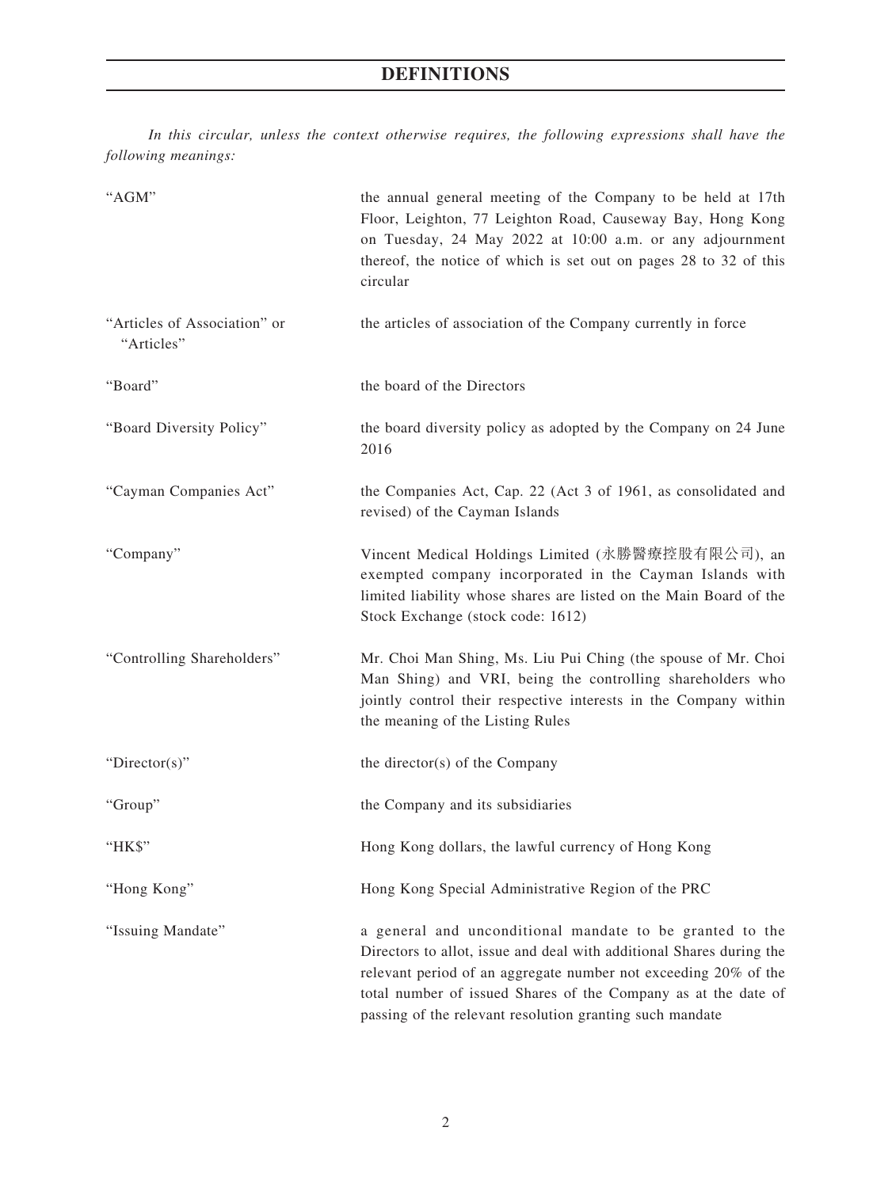# DEFINITIONS

*In this circular, unless the context otherwise requires, the following expressions shall have the following meanings:*

| | |
|---|---|
| "AGM" | the annual general meeting of the Company to be held at 17th Floor, Leighton, 77 Leighton Road, Causeway Bay, Hong Kong on Tuesday, 24 May 2022 at 10:00 a.m. or any adjournment thereof, the notice of which is set out on pages 28 to 32 of this circular |
| "Articles of Association" or "Articles" | the articles of association of the Company currently in force |
| "Board" | the board of the Directors |
| "Board Diversity Policy" | the board diversity policy as adopted by the Company on 24 June 2016 |
| "Cayman Companies Act" | the Companies Act, Cap. 22 (Act 3 of 1961, as consolidated and revised) of the Cayman Islands |
| "Company" | Vincent Medical Holdings Limited (永勝醫療控股有限公司), an exempted company incorporated in the Cayman Islands with limited liability whose shares are listed on the Main Board of the Stock Exchange (stock code: 1612) |
| "Controlling Shareholders" | Mr. Choi Man Shing, Ms. Liu Pui Ching (the spouse of Mr. Choi Man Shing) and VRI, being the controlling shareholders who jointly control their respective interests in the Company within the meaning of the Listing Rules |
| "Director(s)" | the director(s) of the Company |
| "Group" | the Company and its subsidiaries |
| "HK$" | Hong Kong dollars, the lawful currency of Hong Kong |
| "Hong Kong" | Hong Kong Special Administrative Region of the PRC |
| "Issuing Mandate" | a general and unconditional mandate to be granted to the Directors to allot, issue and deal with additional Shares during the relevant period of an aggregate number not exceeding 20% of the total number of issued Shares of the Company as at the date of passing of the relevant resolution granting such mandate |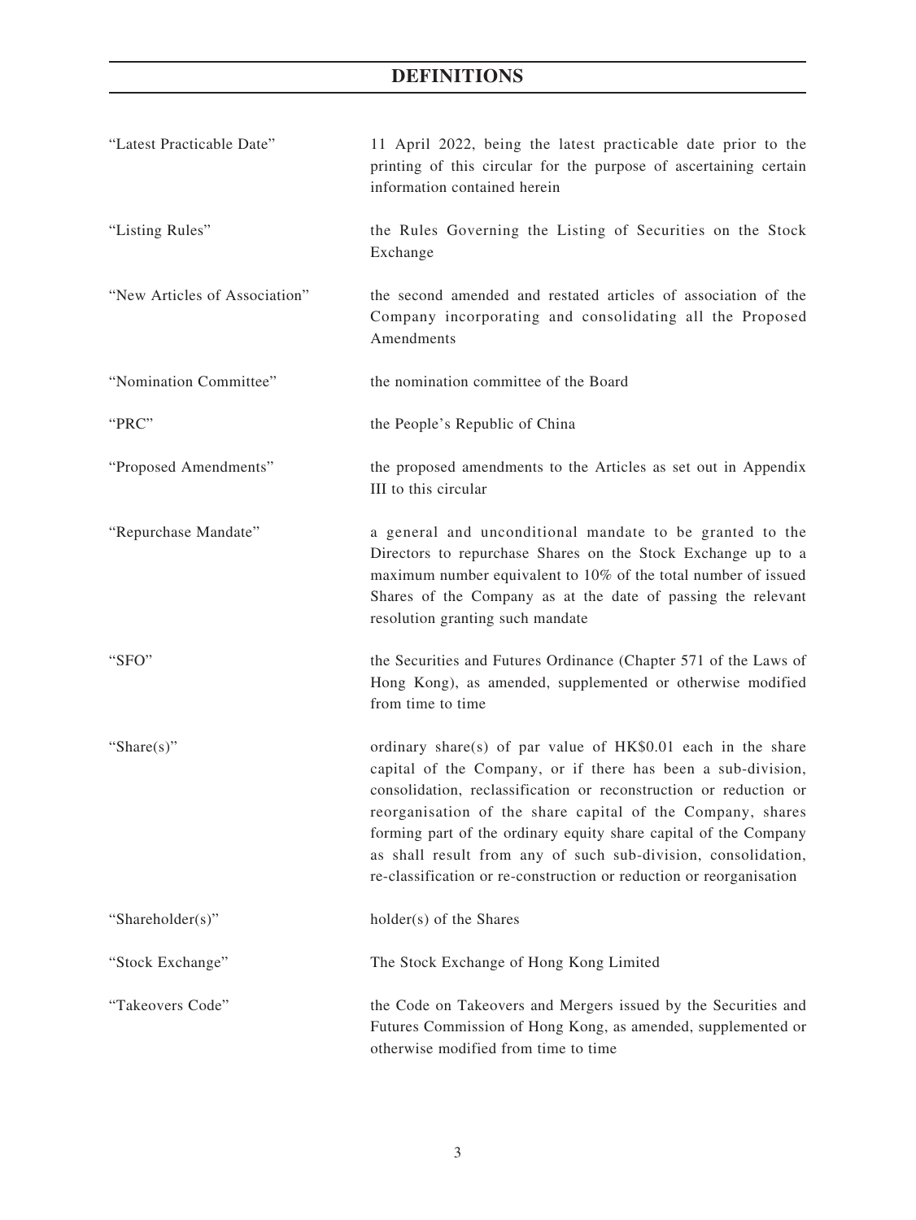# DEFINITIONS

| | |
|---|---|
| "Latest Practicable Date" | 11 April 2022, being the latest practicable date prior to the printing of this circular for the purpose of ascertaining certain information contained herein |
| "Listing Rules" | the Rules Governing the Listing of Securities on the Stock Exchange |
| "New Articles of Association" | the second amended and restated articles of association of the Company incorporating and consolidating all the Proposed Amendments |
| "Nomination Committee" | the nomination committee of the Board |
| "PRC" | the People's Republic of China |
| "Proposed Amendments" | the proposed amendments to the Articles as set out in Appendix III to this circular |
| "Repurchase Mandate" | a general and unconditional mandate to be granted to the Directors to repurchase Shares on the Stock Exchange up to a maximum number equivalent to 10% of the total number of issued Shares of the Company as at the date of passing the relevant resolution granting such mandate |
| "SFO" | the Securities and Futures Ordinance (Chapter 571 of the Laws of Hong Kong), as amended, supplemented or otherwise modified from time to time |
| "Share(s)" | ordinary share(s) of par value of HK$0.01 each in the share capital of the Company, or if there has been a sub-division, consolidation, reclassification or reconstruction or reduction or reorganisation of the share capital of the Company, shares forming part of the ordinary equity share capital of the Company as shall result from any of such sub-division, consolidation, re-classification or re-construction or reduction or reorganisation |
| "Shareholder(s)" | holder(s) of the Shares |
| "Stock Exchange" | The Stock Exchange of Hong Kong Limited |
| "Takeovers Code" | the Code on Takeovers and Mergers issued by the Securities and Futures Commission of Hong Kong, as amended, supplemented or otherwise modified from time to time |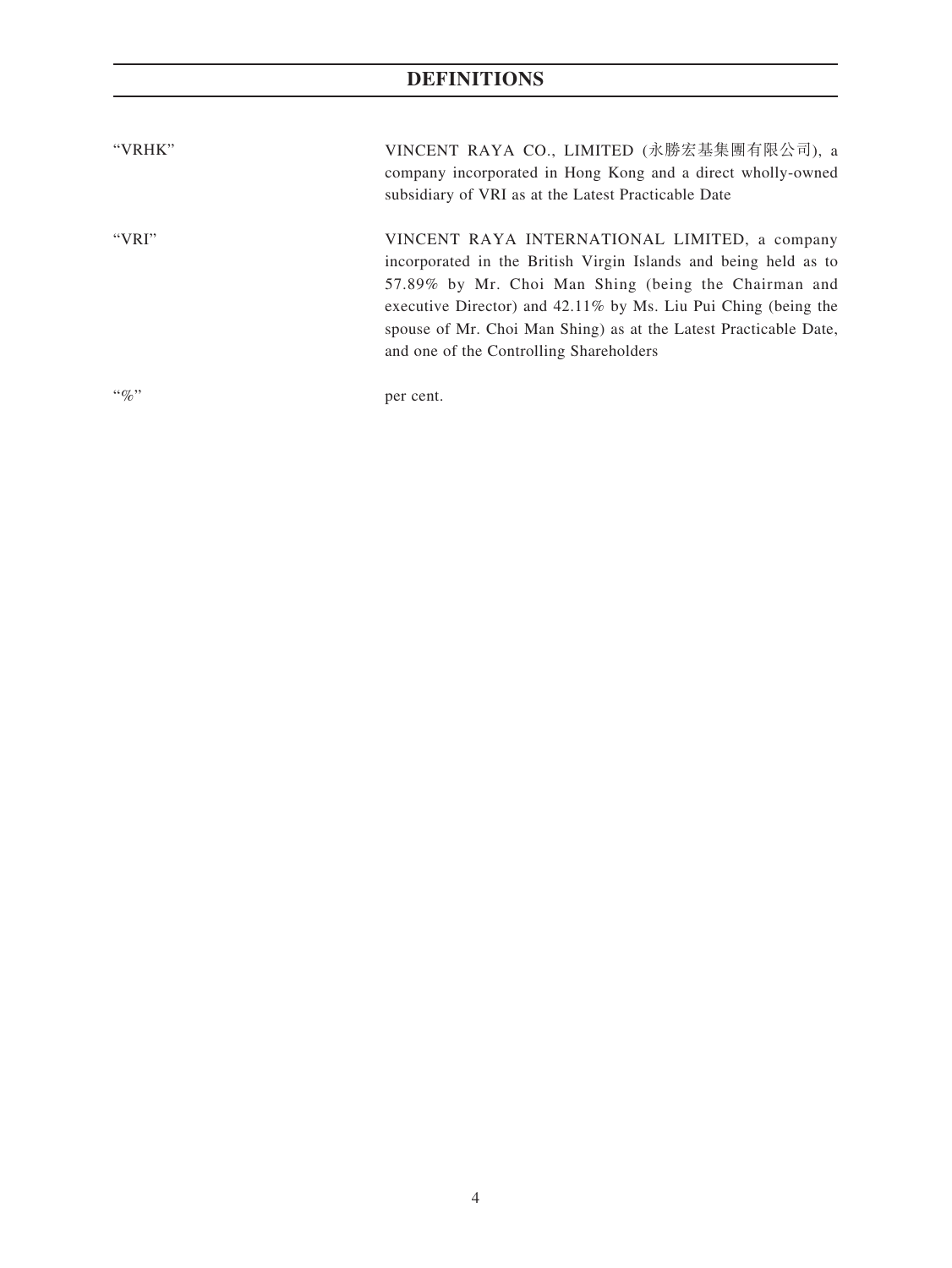# DEFINITIONS

| | |
|---|---|
| "VRHK" | VINCENT RAYA CO., LIMITED (永勝宏基集團有限公司), a company incorporated in Hong Kong and a direct wholly-owned subsidiary of VRI as at the Latest Practicable Date |
| "VRI" | VINCENT RAYA INTERNATIONAL LIMITED, a company incorporated in the British Virgin Islands and being held as to 57.89% by Mr. Choi Man Shing (being the Chairman and executive Director) and 42.11% by Ms. Liu Pui Ching (being the spouse of Mr. Choi Man Shing) as at the Latest Practicable Date, and one of the Controlling Shareholders |
| "%" | per cent. |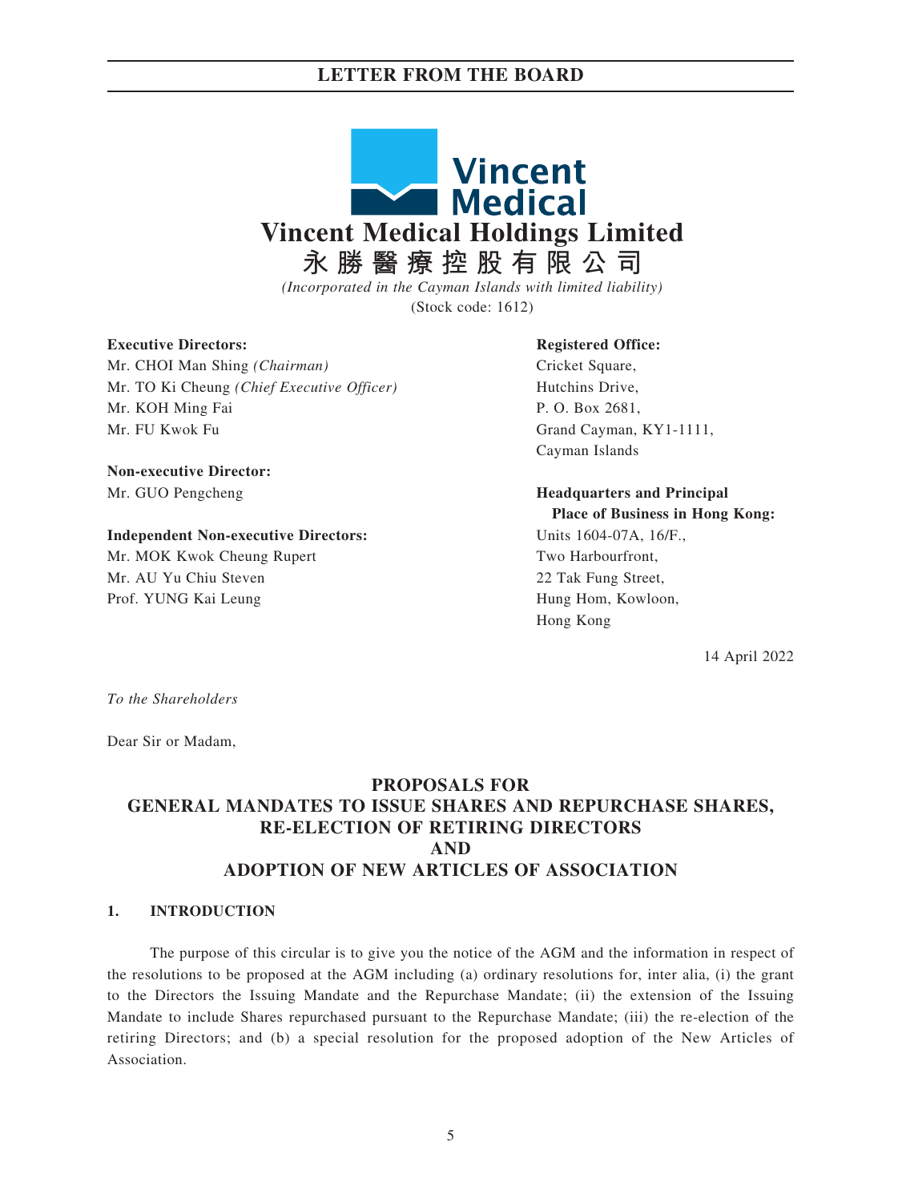# Vincent Medical Holdings Limited

# 永勝醫療控股有限公司

*(Incorporated in the Cayman Islands with limited liability)*

(Stock code: 1612)

**Executive Directors:**
Mr. CHOI Man Shing *(Chairman)*
Mr. TO Ki Cheung *(Chief Executive Officer)*
Mr. KOH Ming Fai
Mr. FU Kwok Fu

**Non-executive Director:**
Mr. GUO Pengcheng

**Independent Non-executive Directors:**
Mr. MOK Kwok Cheung Rupert
Mr. AU Yu Chiu Steven
Prof. YUNG Kai Leung

**Registered Office:**
Cricket Square,
Hutchins Drive,
P. O. Box 2681,
Grand Cayman, KY1-1111,
Cayman Islands

**Headquarters and Principal Place of Business in Hong Kong:**
Units 1604-07A, 16/F.,
Two Harbourfront,
22 Tak Fung Street,
Hung Hom, Kowloon,
Hong Kong

14 April 2022

*To the Shareholders*

Dear Sir or Madam,

## PROPOSALS FOR GENERAL MANDATES TO ISSUE SHARES AND REPURCHASE SHARES, RE-ELECTION OF RETIRING DIRECTORS AND ADOPTION OF NEW ARTICLES OF ASSOCIATION

### 1. INTRODUCTION

The purpose of this circular is to give you the notice of the AGM and the information in respect of the resolutions to be proposed at the AGM including (a) ordinary resolutions for, inter alia, (i) the grant to the Directors the Issuing Mandate and the Repurchase Mandate; (ii) the extension of the Issuing Mandate to include Shares repurchased pursuant to the Repurchase Mandate; (iii) the re-election of the retiring Directors; and (b) a special resolution for the proposed adoption of the New Articles of Association.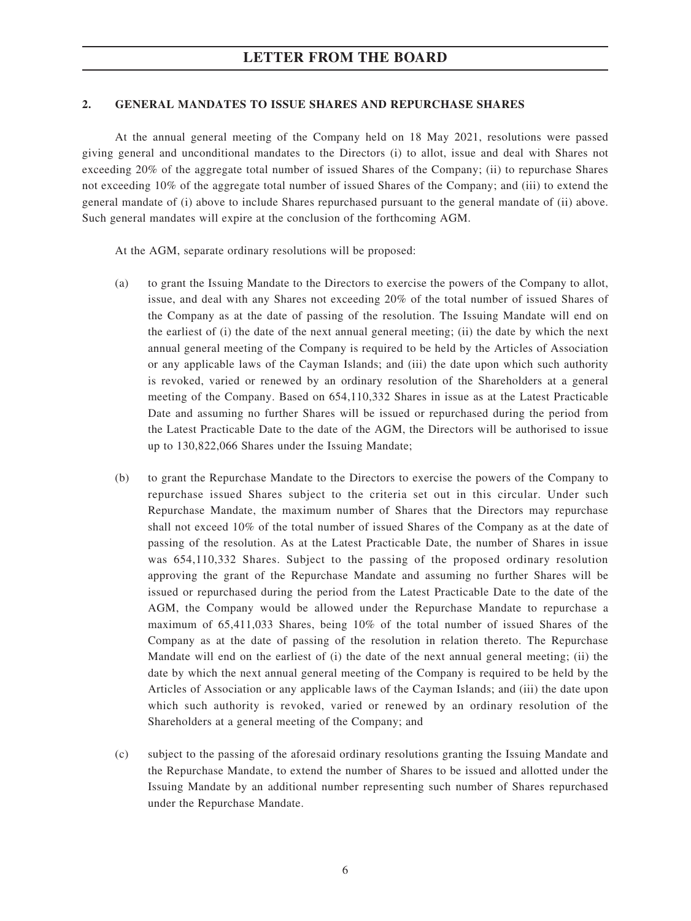## 2. GENERAL MANDATES TO ISSUE SHARES AND REPURCHASE SHARES

At the annual general meeting of the Company held on 18 May 2021, resolutions were passed giving general and unconditional mandates to the Directors (i) to allot, issue and deal with Shares not exceeding 20% of the aggregate total number of issued Shares of the Company; (ii) to repurchase Shares not exceeding 10% of the aggregate total number of issued Shares of the Company; and (iii) to extend the general mandate of (i) above to include Shares repurchased pursuant to the general mandate of (ii) above. Such general mandates will expire at the conclusion of the forthcoming AGM.

At the AGM, separate ordinary resolutions will be proposed:

(a) to grant the Issuing Mandate to the Directors to exercise the powers of the Company to allot, issue, and deal with any Shares not exceeding 20% of the total number of issued Shares of the Company as at the date of passing of the resolution. The Issuing Mandate will end on the earliest of (i) the date of the next annual general meeting; (ii) the date by which the next annual general meeting of the Company is required to be held by the Articles of Association or any applicable laws of the Cayman Islands; and (iii) the date upon which such authority is revoked, varied or renewed by an ordinary resolution of the Shareholders at a general meeting of the Company. Based on 654,110,332 Shares in issue as at the Latest Practicable Date and assuming no further Shares will be issued or repurchased during the period from the Latest Practicable Date to the date of the AGM, the Directors will be authorised to issue up to 130,822,066 Shares under the Issuing Mandate;

(b) to grant the Repurchase Mandate to the Directors to exercise the powers of the Company to repurchase issued Shares subject to the criteria set out in this circular. Under such Repurchase Mandate, the maximum number of Shares that the Directors may repurchase shall not exceed 10% of the total number of issued Shares of the Company as at the date of passing of the resolution. As at the Latest Practicable Date, the number of Shares in issue was 654,110,332 Shares. Subject to the passing of the proposed ordinary resolution approving the grant of the Repurchase Mandate and assuming no further Shares will be issued or repurchased during the period from the Latest Practicable Date to the date of the AGM, the Company would be allowed under the Repurchase Mandate to repurchase a maximum of 65,411,033 Shares, being 10% of the total number of issued Shares of the Company as at the date of passing of the resolution in relation thereto. The Repurchase Mandate will end on the earliest of (i) the date of the next annual general meeting; (ii) the date by which the next annual general meeting of the Company is required to be held by the Articles of Association or any applicable laws of the Cayman Islands; and (iii) the date upon which such authority is revoked, varied or renewed by an ordinary resolution of the Shareholders at a general meeting of the Company; and

(c) subject to the passing of the aforesaid ordinary resolutions granting the Issuing Mandate and the Repurchase Mandate, to extend the number of Shares to be issued and allotted under the Issuing Mandate by an additional number representing such number of Shares repurchased under the Repurchase Mandate.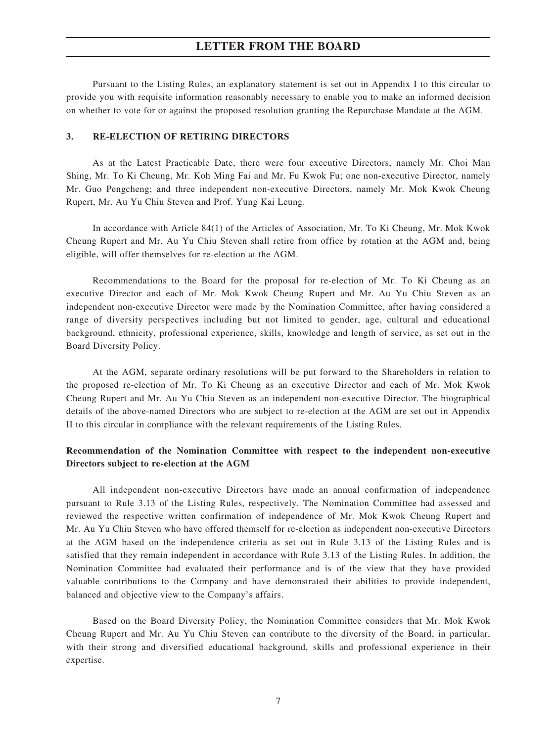Pursuant to the Listing Rules, an explanatory statement is set out in Appendix I to this circular to provide you with requisite information reasonably necessary to enable you to make an informed decision on whether to vote for or against the proposed resolution granting the Repurchase Mandate at the AGM.

## 3. RE-ELECTION OF RETIRING DIRECTORS

As at the Latest Practicable Date, there were four executive Directors, namely Mr. Choi Man Shing, Mr. To Ki Cheung, Mr. Koh Ming Fai and Mr. Fu Kwok Fu; one non-executive Director, namely Mr. Guo Pengcheng; and three independent non-executive Directors, namely Mr. Mok Kwok Cheung Rupert, Mr. Au Yu Chiu Steven and Prof. Yung Kai Leung.

In accordance with Article 84(1) of the Articles of Association, Mr. To Ki Cheung, Mr. Mok Kwok Cheung Rupert and Mr. Au Yu Chiu Steven shall retire from office by rotation at the AGM and, being eligible, will offer themselves for re-election at the AGM.

Recommendations to the Board for the proposal for re-election of Mr. To Ki Cheung as an executive Director and each of Mr. Mok Kwok Cheung Rupert and Mr. Au Yu Chiu Steven as an independent non-executive Director were made by the Nomination Committee, after having considered a range of diversity perspectives including but not limited to gender, age, cultural and educational background, ethnicity, professional experience, skills, knowledge and length of service, as set out in the Board Diversity Policy.

At the AGM, separate ordinary resolutions will be put forward to the Shareholders in relation to the proposed re-election of Mr. To Ki Cheung as an executive Director and each of Mr. Mok Kwok Cheung Rupert and Mr. Au Yu Chiu Steven as an independent non-executive Director. The biographical details of the above-named Directors who are subject to re-election at the AGM are set out in Appendix II to this circular in compliance with the relevant requirements of the Listing Rules.

### Recommendation of the Nomination Committee with respect to the independent non-executive Directors subject to re-election at the AGM

All independent non-executive Directors have made an annual confirmation of independence pursuant to Rule 3.13 of the Listing Rules, respectively. The Nomination Committee had assessed and reviewed the respective written confirmation of independence of Mr. Mok Kwok Cheung Rupert and Mr. Au Yu Chiu Steven who have offered themself for re-election as independent non-executive Directors at the AGM based on the independence criteria as set out in Rule 3.13 of the Listing Rules and is satisfied that they remain independent in accordance with Rule 3.13 of the Listing Rules. In addition, the Nomination Committee had evaluated their performance and is of the view that they have provided valuable contributions to the Company and have demonstrated their abilities to provide independent, balanced and objective view to the Company's affairs.

Based on the Board Diversity Policy, the Nomination Committee considers that Mr. Mok Kwok Cheung Rupert and Mr. Au Yu Chiu Steven can contribute to the diversity of the Board, in particular, with their strong and diversified educational background, skills and professional experience in their expertise.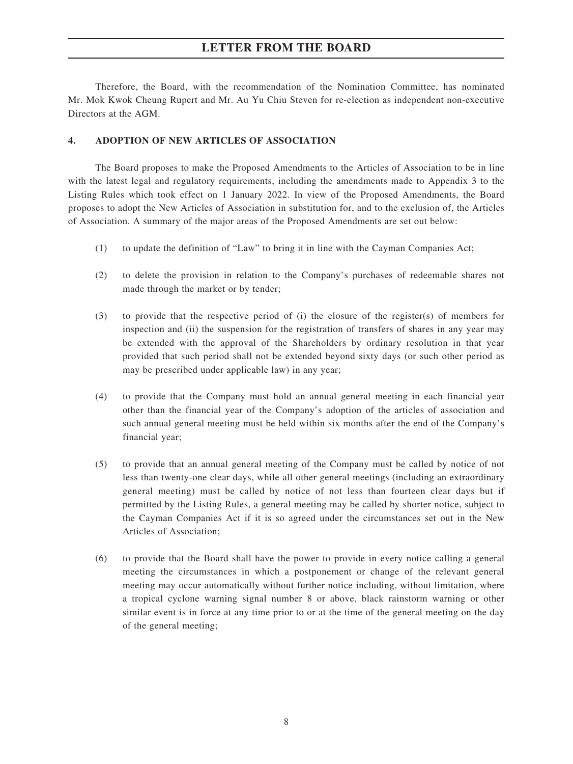Therefore, the Board, with the recommendation of the Nomination Committee, has nominated Mr. Mok Kwok Cheung Rupert and Mr. Au Yu Chiu Steven for re-election as independent non-executive Directors at the AGM.

### 4. ADOPTION OF NEW ARTICLES OF ASSOCIATION

The Board proposes to make the Proposed Amendments to the Articles of Association to be in line with the latest legal and regulatory requirements, including the amendments made to Appendix 3 to the Listing Rules which took effect on 1 January 2022. In view of the Proposed Amendments, the Board proposes to adopt the New Articles of Association in substitution for, and to the exclusion of, the Articles of Association. A summary of the major areas of the Proposed Amendments are set out below:

(1) to update the definition of "Law" to bring it in line with the Cayman Companies Act;

(2) to delete the provision in relation to the Company's purchases of redeemable shares not made through the market or by tender;

(3) to provide that the respective period of (i) the closure of the register(s) of members for inspection and (ii) the suspension for the registration of transfers of shares in any year may be extended with the approval of the Shareholders by ordinary resolution in that year provided that such period shall not be extended beyond sixty days (or such other period as may be prescribed under applicable law) in any year;

(4) to provide that the Company must hold an annual general meeting in each financial year other than the financial year of the Company's adoption of the articles of association and such annual general meeting must be held within six months after the end of the Company's financial year;

(5) to provide that an annual general meeting of the Company must be called by notice of not less than twenty-one clear days, while all other general meetings (including an extraordinary general meeting) must be called by notice of not less than fourteen clear days but if permitted by the Listing Rules, a general meeting may be called by shorter notice, subject to the Cayman Companies Act if it is so agreed under the circumstances set out in the New Articles of Association;

(6) to provide that the Board shall have the power to provide in every notice calling a general meeting the circumstances in which a postponement or change of the relevant general meeting may occur automatically without further notice including, without limitation, where a tropical cyclone warning signal number 8 or above, black rainstorm warning or other similar event is in force at any time prior to or at the time of the general meeting on the day of the general meeting;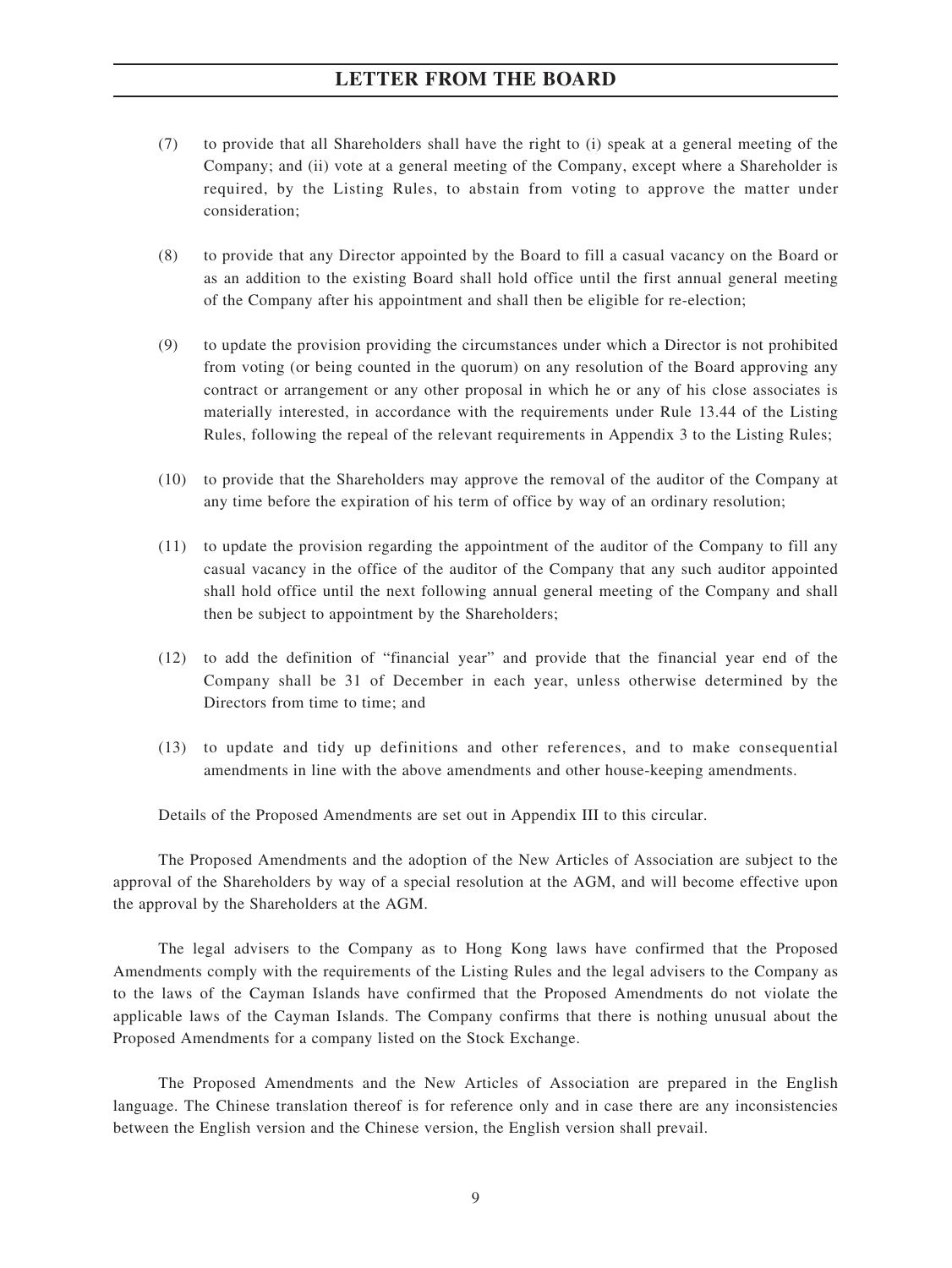(7) to provide that all Shareholders shall have the right to (i) speak at a general meeting of the Company; and (ii) vote at a general meeting of the Company, except where a Shareholder is required, by the Listing Rules, to abstain from voting to approve the matter under consideration;

(8) to provide that any Director appointed by the Board to fill a casual vacancy on the Board or as an addition to the existing Board shall hold office until the first annual general meeting of the Company after his appointment and shall then be eligible for re-election;

(9) to update the provision providing the circumstances under which a Director is not prohibited from voting (or being counted in the quorum) on any resolution of the Board approving any contract or arrangement or any other proposal in which he or any of his close associates is materially interested, in accordance with the requirements under Rule 13.44 of the Listing Rules, following the repeal of the relevant requirements in Appendix 3 to the Listing Rules;

(10) to provide that the Shareholders may approve the removal of the auditor of the Company at any time before the expiration of his term of office by way of an ordinary resolution;

(11) to update the provision regarding the appointment of the auditor of the Company to fill any casual vacancy in the office of the auditor of the Company that any such auditor appointed shall hold office until the next following annual general meeting of the Company and shall then be subject to appointment by the Shareholders;

(12) to add the definition of "financial year" and provide that the financial year end of the Company shall be 31 of December in each year, unless otherwise determined by the Directors from time to time; and

(13) to update and tidy up definitions and other references, and to make consequential amendments in line with the above amendments and other house-keeping amendments.

Details of the Proposed Amendments are set out in Appendix III to this circular.

The Proposed Amendments and the adoption of the New Articles of Association are subject to the approval of the Shareholders by way of a special resolution at the AGM, and will become effective upon the approval by the Shareholders at the AGM.

The legal advisers to the Company as to Hong Kong laws have confirmed that the Proposed Amendments comply with the requirements of the Listing Rules and the legal advisers to the Company as to the laws of the Cayman Islands have confirmed that the Proposed Amendments do not violate the applicable laws of the Cayman Islands. The Company confirms that there is nothing unusual about the Proposed Amendments for a company listed on the Stock Exchange.

The Proposed Amendments and the New Articles of Association are prepared in the English language. The Chinese translation thereof is for reference only and in case there are any inconsistencies between the English version and the Chinese version, the English version shall prevail.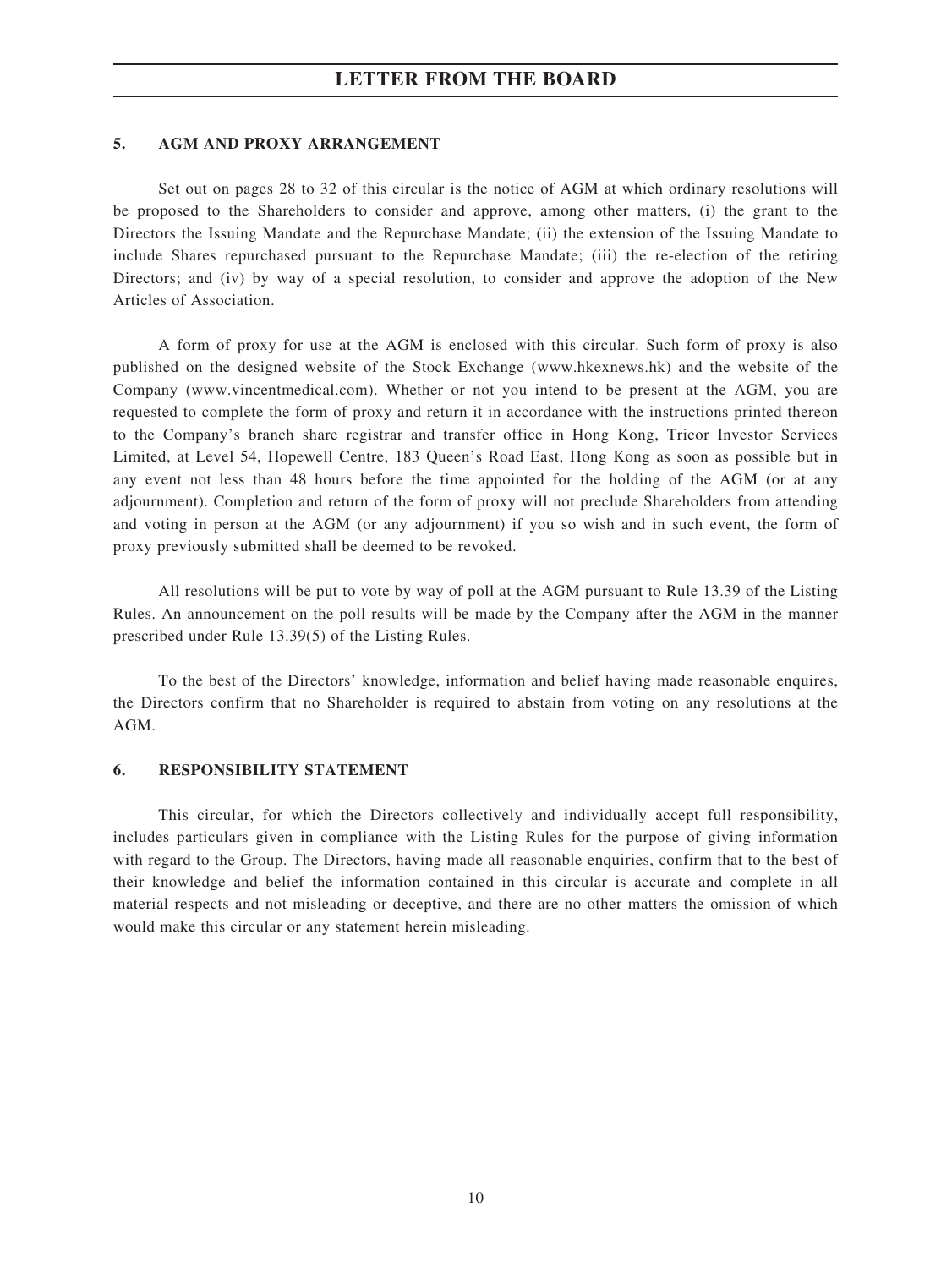## 5. AGM AND PROXY ARRANGEMENT

Set out on pages 28 to 32 of this circular is the notice of AGM at which ordinary resolutions will be proposed to the Shareholders to consider and approve, among other matters, (i) the grant to the Directors the Issuing Mandate and the Repurchase Mandate; (ii) the extension of the Issuing Mandate to include Shares repurchased pursuant to the Repurchase Mandate; (iii) the re-election of the retiring Directors; and (iv) by way of a special resolution, to consider and approve the adoption of the New Articles of Association.

A form of proxy for use at the AGM is enclosed with this circular. Such form of proxy is also published on the designed website of the Stock Exchange (www.hkexnews.hk) and the website of the Company (www.vincentmedical.com). Whether or not you intend to be present at the AGM, you are requested to complete the form of proxy and return it in accordance with the instructions printed thereon to the Company's branch share registrar and transfer office in Hong Kong, Tricor Investor Services Limited, at Level 54, Hopewell Centre, 183 Queen's Road East, Hong Kong as soon as possible but in any event not less than 48 hours before the time appointed for the holding of the AGM (or at any adjournment). Completion and return of the form of proxy will not preclude Shareholders from attending and voting in person at the AGM (or any adjournment) if you so wish and in such event, the form of proxy previously submitted shall be deemed to be revoked.

All resolutions will be put to vote by way of poll at the AGM pursuant to Rule 13.39 of the Listing Rules. An announcement on the poll results will be made by the Company after the AGM in the manner prescribed under Rule 13.39(5) of the Listing Rules.

To the best of the Directors' knowledge, information and belief having made reasonable enquires, the Directors confirm that no Shareholder is required to abstain from voting on any resolutions at the AGM.

## 6. RESPONSIBILITY STATEMENT

This circular, for which the Directors collectively and individually accept full responsibility, includes particulars given in compliance with the Listing Rules for the purpose of giving information with regard to the Group. The Directors, having made all reasonable enquiries, confirm that to the best of their knowledge and belief the information contained in this circular is accurate and complete in all material respects and not misleading or deceptive, and there are no other matters the omission of which would make this circular or any statement herein misleading.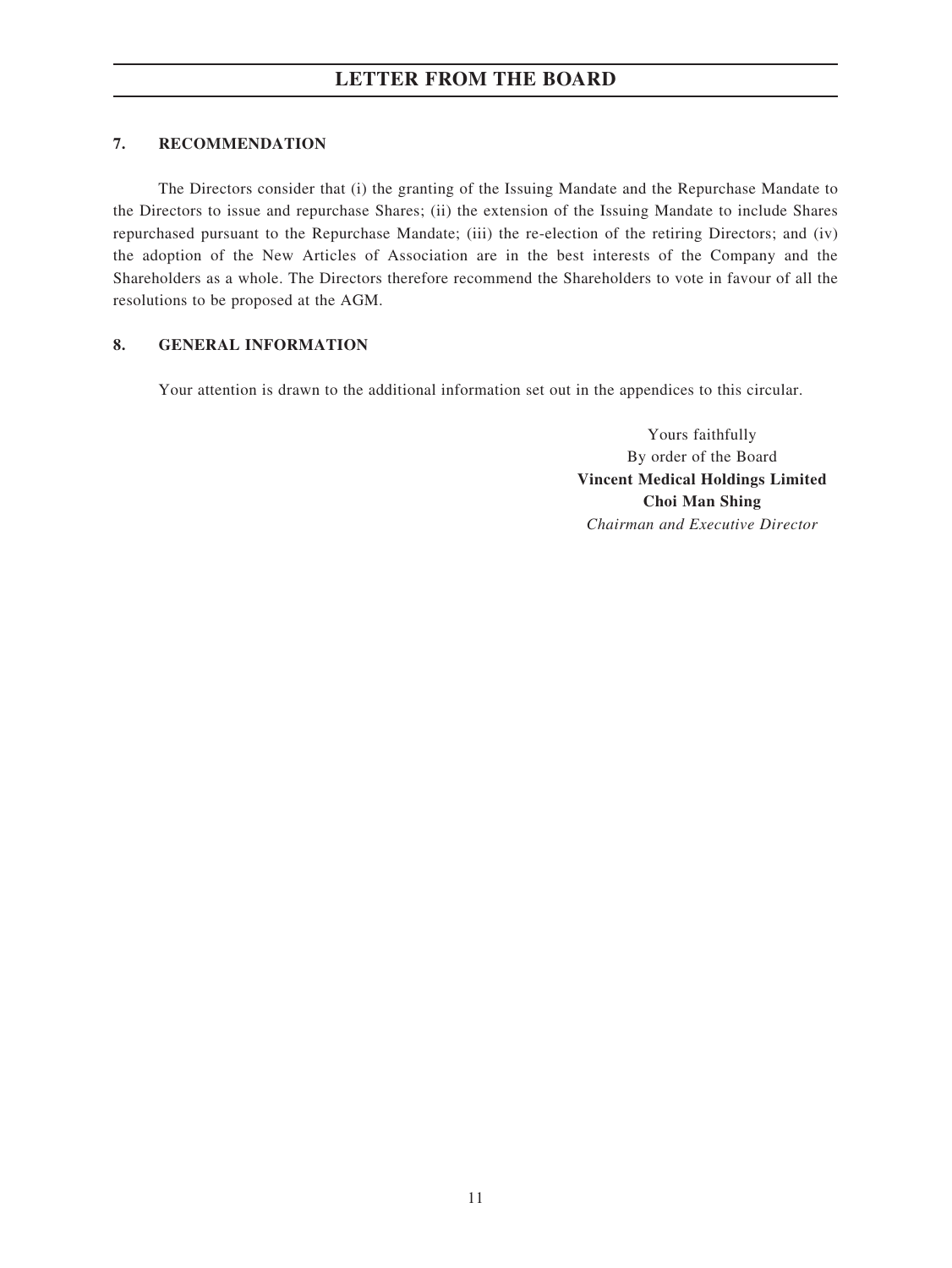## 7. RECOMMENDATION

The Directors consider that (i) the granting of the Issuing Mandate and the Repurchase Mandate to the Directors to issue and repurchase Shares; (ii) the extension of the Issuing Mandate to include Shares repurchased pursuant to the Repurchase Mandate; (iii) the re-election of the retiring Directors; and (iv) the adoption of the New Articles of Association are in the best interests of the Company and the Shareholders as a whole. The Directors therefore recommend the Shareholders to vote in favour of all the resolutions to be proposed at the AGM.

## 8. GENERAL INFORMATION

Your attention is drawn to the additional information set out in the appendices to this circular.

Yours faithfully
By order of the Board
**Vincent Medical Holdings Limited**
**Choi Man Shing**
*Chairman and Executive Director*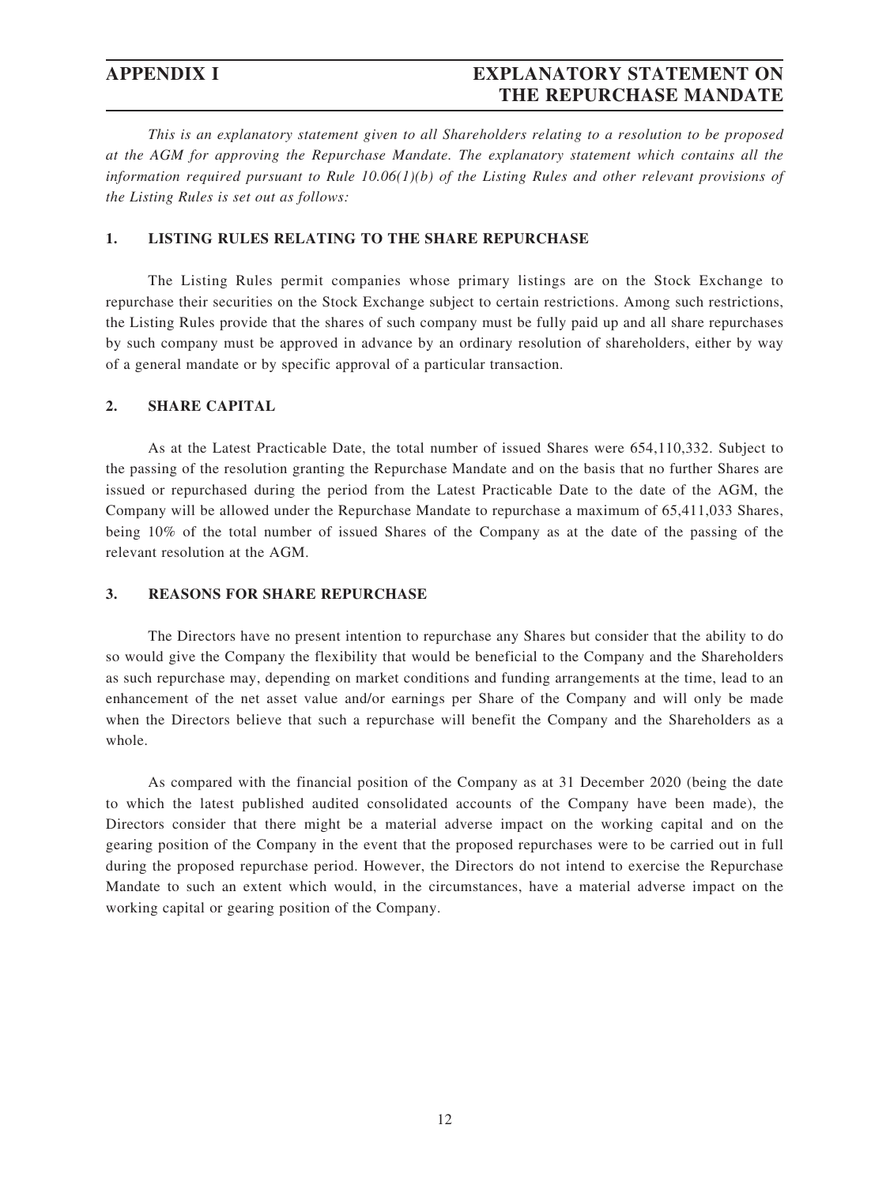# APPENDIX I EXPLANATORY STATEMENT ON THE REPURCHASE MANDATE

*This is an explanatory statement given to all Shareholders relating to a resolution to be proposed at the AGM for approving the Repurchase Mandate. The explanatory statement which contains all the information required pursuant to Rule 10.06(1)(b) of the Listing Rules and other relevant provisions of the Listing Rules is set out as follows:*

## 1. LISTING RULES RELATING TO THE SHARE REPURCHASE

The Listing Rules permit companies whose primary listings are on the Stock Exchange to repurchase their securities on the Stock Exchange subject to certain restrictions. Among such restrictions, the Listing Rules provide that the shares of such company must be fully paid up and all share repurchases by such company must be approved in advance by an ordinary resolution of shareholders, either by way of a general mandate or by specific approval of a particular transaction.

## 2. SHARE CAPITAL

As at the Latest Practicable Date, the total number of issued Shares were 654,110,332. Subject to the passing of the resolution granting the Repurchase Mandate and on the basis that no further Shares are issued or repurchased during the period from the Latest Practicable Date to the date of the AGM, the Company will be allowed under the Repurchase Mandate to repurchase a maximum of 65,411,033 Shares, being 10% of the total number of issued Shares of the Company as at the date of the passing of the relevant resolution at the AGM.

## 3. REASONS FOR SHARE REPURCHASE

The Directors have no present intention to repurchase any Shares but consider that the ability to do so would give the Company the flexibility that would be beneficial to the Company and the Shareholders as such repurchase may, depending on market conditions and funding arrangements at the time, lead to an enhancement of the net asset value and/or earnings per Share of the Company and will only be made when the Directors believe that such a repurchase will benefit the Company and the Shareholders as a whole.

As compared with the financial position of the Company as at 31 December 2020 (being the date to which the latest published audited consolidated accounts of the Company have been made), the Directors consider that there might be a material adverse impact on the working capital and on the gearing position of the Company in the event that the proposed repurchases were to be carried out in full during the proposed repurchase period. However, the Directors do not intend to exercise the Repurchase Mandate to such an extent which would, in the circumstances, have a material adverse impact on the working capital or gearing position of the Company.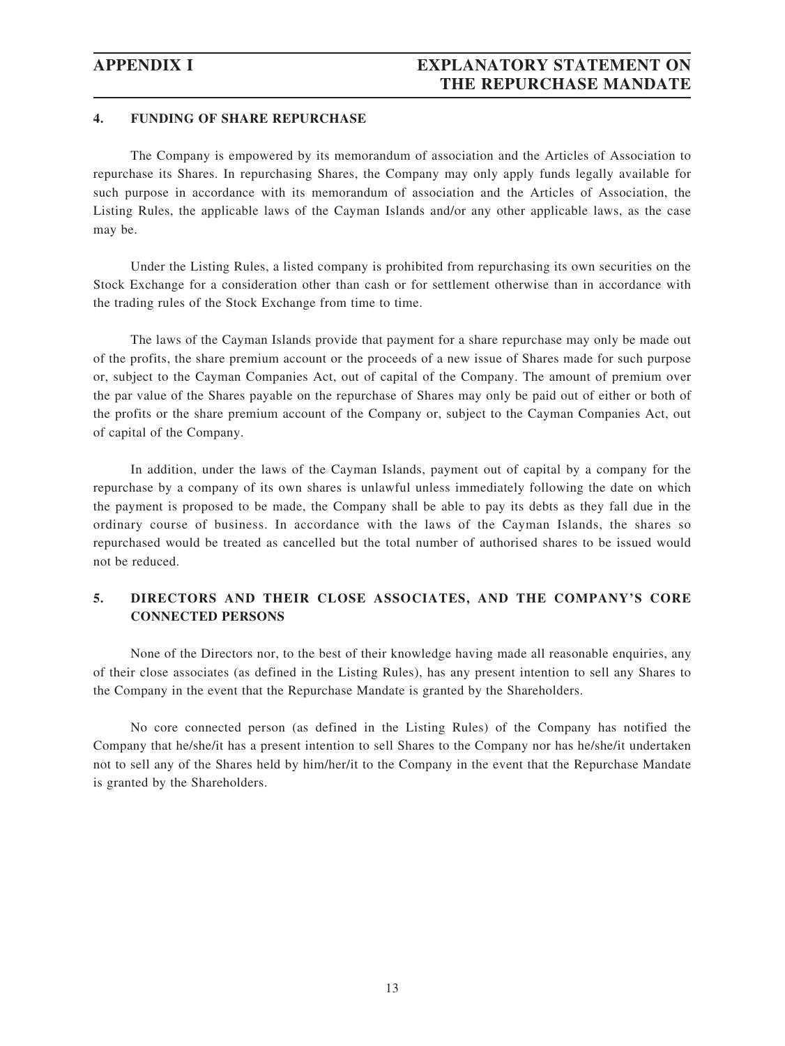## 4. FUNDING OF SHARE REPURCHASE

The Company is empowered by its memorandum of association and the Articles of Association to repurchase its Shares. In repurchasing Shares, the Company may only apply funds legally available for such purpose in accordance with its memorandum of association and the Articles of Association, the Listing Rules, the applicable laws of the Cayman Islands and/or any other applicable laws, as the case may be.

Under the Listing Rules, a listed company is prohibited from repurchasing its own securities on the Stock Exchange for a consideration other than cash or for settlement otherwise than in accordance with the trading rules of the Stock Exchange from time to time.

The laws of the Cayman Islands provide that payment for a share repurchase may only be made out of the profits, the share premium account or the proceeds of a new issue of Shares made for such purpose or, subject to the Cayman Companies Act, out of capital of the Company. The amount of premium over the par value of the Shares payable on the repurchase of Shares may only be paid out of either or both of the profits or the share premium account of the Company or, subject to the Cayman Companies Act, out of capital of the Company.

In addition, under the laws of the Cayman Islands, payment out of capital by a company for the repurchase by a company of its own shares is unlawful unless immediately following the date on which the payment is proposed to be made, the Company shall be able to pay its debts as they fall due in the ordinary course of business. In accordance with the laws of the Cayman Islands, the shares so repurchased would be treated as cancelled but the total number of authorised shares to be issued would not be reduced.

## 5. DIRECTORS AND THEIR CLOSE ASSOCIATES, AND THE COMPANY'S CORE CONNECTED PERSONS

None of the Directors nor, to the best of their knowledge having made all reasonable enquiries, any of their close associates (as defined in the Listing Rules), has any present intention to sell any Shares to the Company in the event that the Repurchase Mandate is granted by the Shareholders.

No core connected person (as defined in the Listing Rules) of the Company has notified the Company that he/she/it has a present intention to sell Shares to the Company nor has he/she/it undertaken not to sell any of the Shares held by him/her/it to the Company in the event that the Repurchase Mandate is granted by the Shareholders.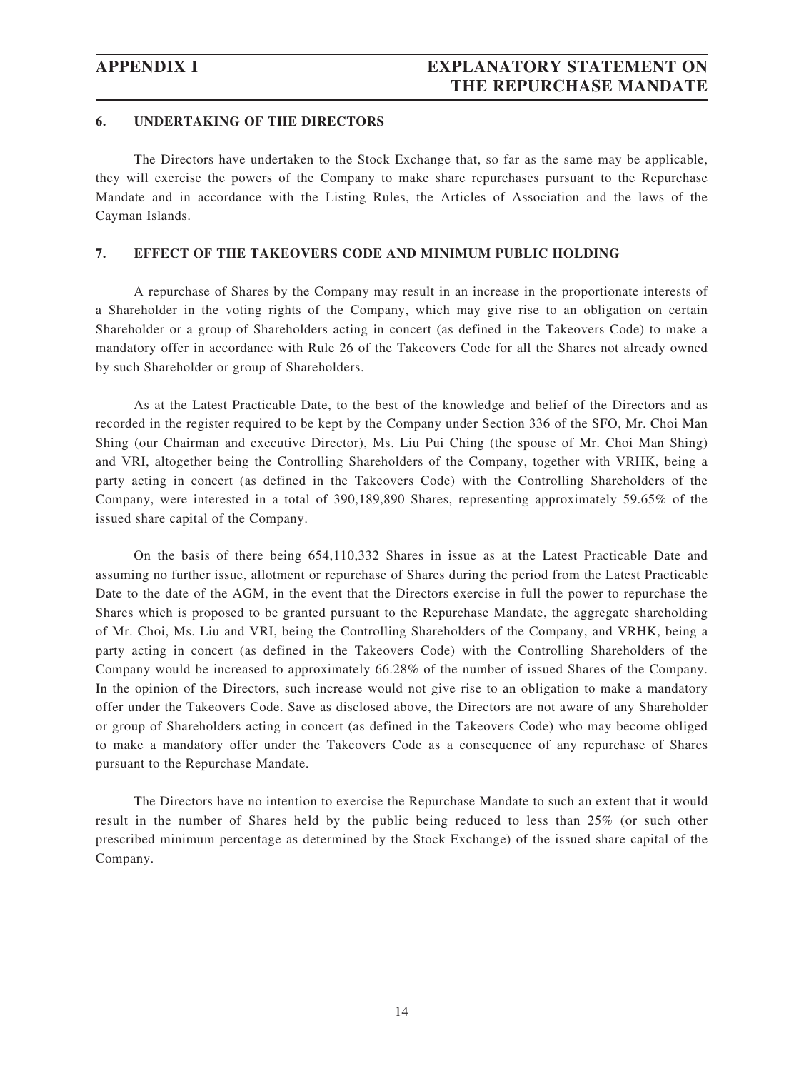### 6. UNDERTAKING OF THE DIRECTORS

The Directors have undertaken to the Stock Exchange that, so far as the same may be applicable, they will exercise the powers of the Company to make share repurchases pursuant to the Repurchase Mandate and in accordance with the Listing Rules, the Articles of Association and the laws of the Cayman Islands.

### 7. EFFECT OF THE TAKEOVERS CODE AND MINIMUM PUBLIC HOLDING

A repurchase of Shares by the Company may result in an increase in the proportionate interests of a Shareholder in the voting rights of the Company, which may give rise to an obligation on certain Shareholder or a group of Shareholders acting in concert (as defined in the Takeovers Code) to make a mandatory offer in accordance with Rule 26 of the Takeovers Code for all the Shares not already owned by such Shareholder or group of Shareholders.

As at the Latest Practicable Date, to the best of the knowledge and belief of the Directors and as recorded in the register required to be kept by the Company under Section 336 of the SFO, Mr. Choi Man Shing (our Chairman and executive Director), Ms. Liu Pui Ching (the spouse of Mr. Choi Man Shing) and VRI, altogether being the Controlling Shareholders of the Company, together with VRHK, being a party acting in concert (as defined in the Takeovers Code) with the Controlling Shareholders of the Company, were interested in a total of 390,189,890 Shares, representing approximately 59.65% of the issued share capital of the Company.

On the basis of there being 654,110,332 Shares in issue as at the Latest Practicable Date and assuming no further issue, allotment or repurchase of Shares during the period from the Latest Practicable Date to the date of the AGM, in the event that the Directors exercise in full the power to repurchase the Shares which is proposed to be granted pursuant to the Repurchase Mandate, the aggregate shareholding of Mr. Choi, Ms. Liu and VRI, being the Controlling Shareholders of the Company, and VRHK, being a party acting in concert (as defined in the Takeovers Code) with the Controlling Shareholders of the Company would be increased to approximately 66.28% of the number of issued Shares of the Company. In the opinion of the Directors, such increase would not give rise to an obligation to make a mandatory offer under the Takeovers Code. Save as disclosed above, the Directors are not aware of any Shareholder or group of Shareholders acting in concert (as defined in the Takeovers Code) who may become obliged to make a mandatory offer under the Takeovers Code as a consequence of any repurchase of Shares pursuant to the Repurchase Mandate.

The Directors have no intention to exercise the Repurchase Mandate to such an extent that it would result in the number of Shares held by the public being reduced to less than 25% (or such other prescribed minimum percentage as determined by the Stock Exchange) of the issued share capital of the Company.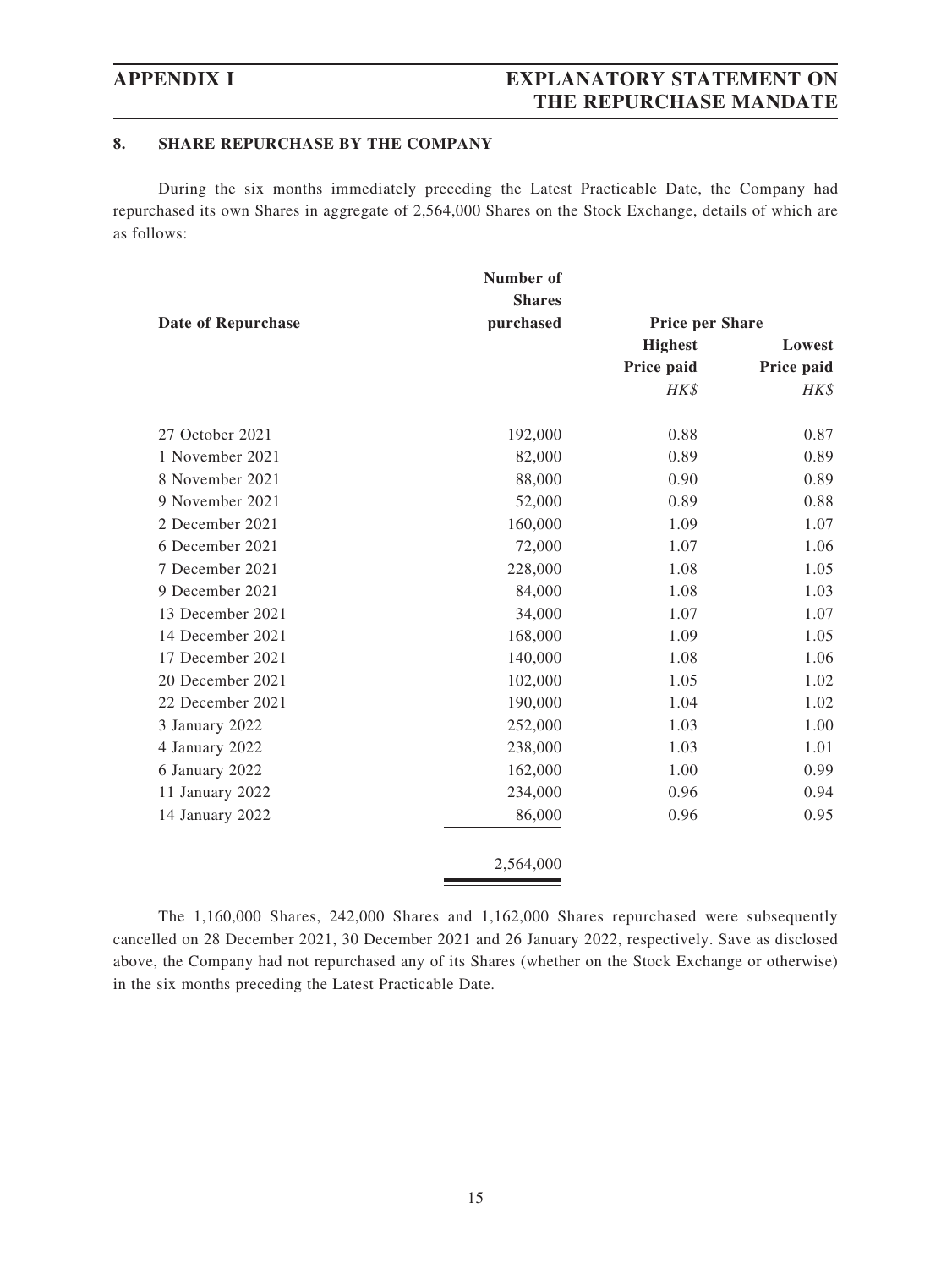## 8. SHARE REPURCHASE BY THE COMPANY

During the six months immediately preceding the Latest Practicable Date, the Company had repurchased its own Shares in aggregate of 2,564,000 Shares on the Stock Exchange, details of which are as follows:

| Date of Repurchase | Number of Shares purchased | Price per Share | |
|---|---|---|---|
| | | Highest Price paid | Lowest Price paid |
| | | *HK$* | *HK$* |
| 27 October 2021 | 192,000 | 0.88 | 0.87 |
| 1 November 2021 | 82,000 | 0.89 | 0.89 |
| 8 November 2021 | 88,000 | 0.90 | 0.89 |
| 9 November 2021 | 52,000 | 0.89 | 0.88 |
| 2 December 2021 | 160,000 | 1.09 | 1.07 |
| 6 December 2021 | 72,000 | 1.07 | 1.06 |
| 7 December 2021 | 228,000 | 1.08 | 1.05 |
| 9 December 2021 | 84,000 | 1.08 | 1.03 |
| 13 December 2021 | 34,000 | 1.07 | 1.07 |
| 14 December 2021 | 168,000 | 1.09 | 1.05 |
| 17 December 2021 | 140,000 | 1.08 | 1.06 |
| 20 December 2021 | 102,000 | 1.05 | 1.02 |
| 22 December 2021 | 190,000 | 1.04 | 1.02 |
| 3 January 2022 | 252,000 | 1.03 | 1.00 |
| 4 January 2022 | 238,000 | 1.03 | 1.01 |
| 6 January 2022 | 162,000 | 1.00 | 0.99 |
| 11 January 2022 | 234,000 | 0.96 | 0.94 |
| 14 January 2022 | 86,000 | 0.96 | 0.95 |
| | 2,564,000 | | |

The 1,160,000 Shares, 242,000 Shares and 1,162,000 Shares repurchased were subsequently cancelled on 28 December 2021, 30 December 2021 and 26 January 2022, respectively. Save as disclosed above, the Company had not repurchased any of its Shares (whether on the Stock Exchange or otherwise) in the six months preceding the Latest Practicable Date.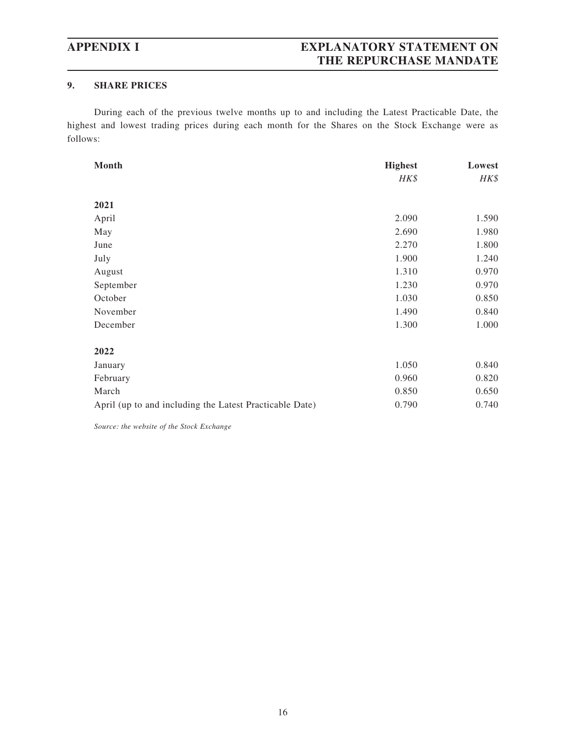### 9. SHARE PRICES

During each of the previous twelve months up to and including the Latest Practicable Date, the highest and lowest trading prices during each month for the Shares on the Stock Exchange were as follows:

| Month | Highest | Lowest |
|---|---|---|
| | *HK$* | *HK$* |
| **2021** | | |
| April | 2.090 | 1.590 |
| May | 2.690 | 1.980 |
| June | 2.270 | 1.800 |
| July | 1.900 | 1.240 |
| August | 1.310 | 0.970 |
| September | 1.230 | 0.970 |
| October | 1.030 | 0.850 |
| November | 1.490 | 0.840 |
| December | 1.300 | 1.000 |
| **2022** | | |
| January | 1.050 | 0.840 |
| February | 0.960 | 0.820 |
| March | 0.850 | 0.650 |
| April (up to and including the Latest Practicable Date) | 0.790 | 0.740 |

*Source: the website of the Stock Exchange*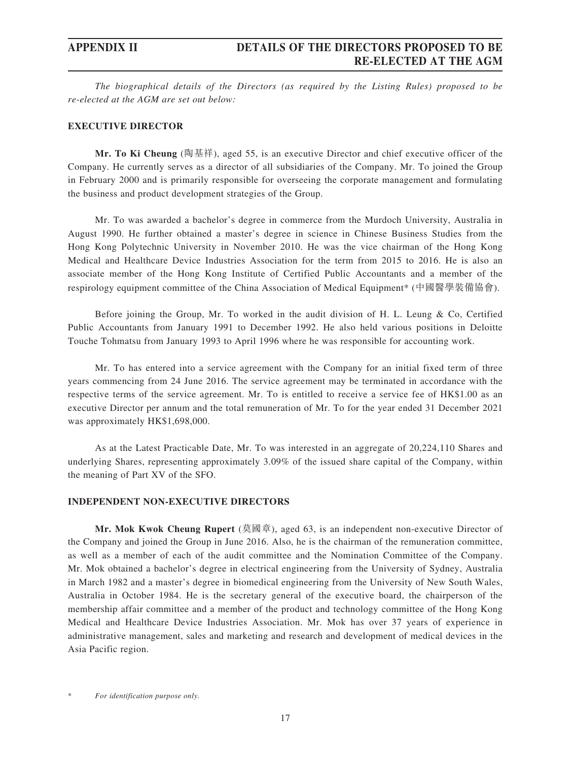# APPENDIX II DETAILS OF THE DIRECTORS PROPOSED TO BE RE-ELECTED AT THE AGM

*The biographical details of the Directors (as required by the Listing Rules) proposed to be re-elected at the AGM are set out below:*

**EXECUTIVE DIRECTOR**

**Mr. To Ki Cheung** (陶基祥), aged 55, is an executive Director and chief executive officer of the Company. He currently serves as a director of all subsidiaries of the Company. Mr. To joined the Group in February 2000 and is primarily responsible for overseeing the corporate management and formulating the business and product development strategies of the Group.

Mr. To was awarded a bachelor's degree in commerce from the Murdoch University, Australia in August 1990. He further obtained a master's degree in science in Chinese Business Studies from the Hong Kong Polytechnic University in November 2010. He was the vice chairman of the Hong Kong Medical and Healthcare Device Industries Association for the term from 2015 to 2016. He is also an associate member of the Hong Kong Institute of Certified Public Accountants and a member of the respirology equipment committee of the China Association of Medical Equipment* (中國醫學裝備協會).

Before joining the Group, Mr. To worked in the audit division of H. L. Leung & Co, Certified Public Accountants from January 1991 to December 1992. He also held various positions in Deloitte Touche Tohmatsu from January 1993 to April 1996 where he was responsible for accounting work.

Mr. To has entered into a service agreement with the Company for an initial fixed term of three years commencing from 24 June 2016. The service agreement may be terminated in accordance with the respective terms of the service agreement. Mr. To is entitled to receive a service fee of HK$1.00 as an executive Director per annum and the total remuneration of Mr. To for the year ended 31 December 2021 was approximately HK$1,698,000.

As at the Latest Practicable Date, Mr. To was interested in an aggregate of 20,224,110 Shares and underlying Shares, representing approximately 3.09% of the issued share capital of the Company, within the meaning of Part XV of the SFO.

**INDEPENDENT NON-EXECUTIVE DIRECTORS**

**Mr. Mok Kwok Cheung Rupert** (莫國章), aged 63, is an independent non-executive Director of the Company and joined the Group in June 2016. Also, he is the chairman of the remuneration committee, as well as a member of each of the audit committee and the Nomination Committee of the Company. Mr. Mok obtained a bachelor's degree in electrical engineering from the University of Sydney, Australia in March 1982 and a master's degree in biomedical engineering from the University of New South Wales, Australia in October 1984. He is the secretary general of the executive board, the chairperson of the membership affair committee and a member of the product and technology committee of the Hong Kong Medical and Healthcare Device Industries Association. Mr. Mok has over 37 years of experience in administrative management, sales and marketing and research and development of medical devices in the Asia Pacific region.

\* *For identification purpose only.*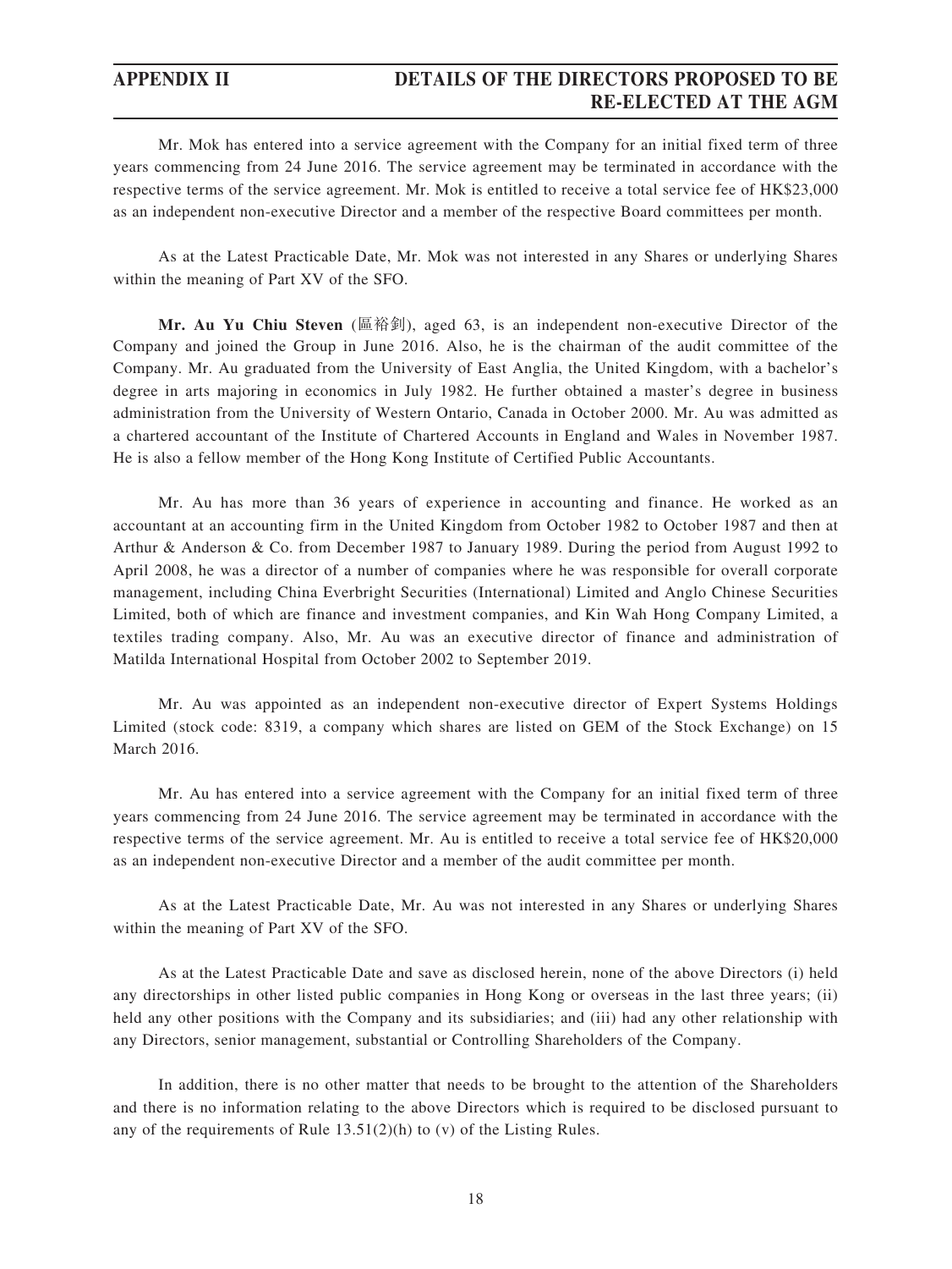Mr. Mok has entered into a service agreement with the Company for an initial fixed term of three years commencing from 24 June 2016. The service agreement may be terminated in accordance with the respective terms of the service agreement. Mr. Mok is entitled to receive a total service fee of HK$23,000 as an independent non-executive Director and a member of the respective Board committees per month.

As at the Latest Practicable Date, Mr. Mok was not interested in any Shares or underlying Shares within the meaning of Part XV of the SFO.

**Mr. Au Yu Chiu Steven** (區裕釗), aged 63, is an independent non-executive Director of the Company and joined the Group in June 2016. Also, he is the chairman of the audit committee of the Company. Mr. Au graduated from the University of East Anglia, the United Kingdom, with a bachelor's degree in arts majoring in economics in July 1982. He further obtained a master's degree in business administration from the University of Western Ontario, Canada in October 2000. Mr. Au was admitted as a chartered accountant of the Institute of Chartered Accounts in England and Wales in November 1987. He is also a fellow member of the Hong Kong Institute of Certified Public Accountants.

Mr. Au has more than 36 years of experience in accounting and finance. He worked as an accountant at an accounting firm in the United Kingdom from October 1982 to October 1987 and then at Arthur & Anderson & Co. from December 1987 to January 1989. During the period from August 1992 to April 2008, he was a director of a number of companies where he was responsible for overall corporate management, including China Everbright Securities (International) Limited and Anglo Chinese Securities Limited, both of which are finance and investment companies, and Kin Wah Hong Company Limited, a textiles trading company. Also, Mr. Au was an executive director of finance and administration of Matilda International Hospital from October 2002 to September 2019.

Mr. Au was appointed as an independent non-executive director of Expert Systems Holdings Limited (stock code: 8319, a company which shares are listed on GEM of the Stock Exchange) on 15 March 2016.

Mr. Au has entered into a service agreement with the Company for an initial fixed term of three years commencing from 24 June 2016. The service agreement may be terminated in accordance with the respective terms of the service agreement. Mr. Au is entitled to receive a total service fee of HK$20,000 as an independent non-executive Director and a member of the audit committee per month.

As at the Latest Practicable Date, Mr. Au was not interested in any Shares or underlying Shares within the meaning of Part XV of the SFO.

As at the Latest Practicable Date and save as disclosed herein, none of the above Directors (i) held any directorships in other listed public companies in Hong Kong or overseas in the last three years; (ii) held any other positions with the Company and its subsidiaries; and (iii) had any other relationship with any Directors, senior management, substantial or Controlling Shareholders of the Company.

In addition, there is no other matter that needs to be brought to the attention of the Shareholders and there is no information relating to the above Directors which is required to be disclosed pursuant to any of the requirements of Rule 13.51(2)(h) to (v) of the Listing Rules.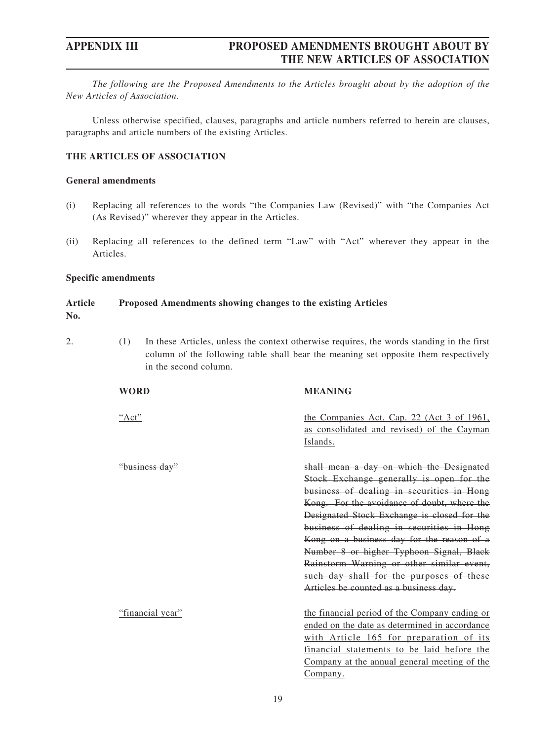*The following are the Proposed Amendments to the Articles brought about by the adoption of the New Articles of Association.*

Unless otherwise specified, clauses, paragraphs and article numbers referred to herein are clauses, paragraphs and article numbers of the existing Articles.

**THE ARTICLES OF ASSOCIATION**

**General amendments**

(i) Replacing all references to the words "the Companies Law (Revised)" with "the Companies Act (As Revised)" wherever they appear in the Articles.

(ii) Replacing all references to the defined term "Law" with "Act" wherever they appear in the Articles.

**Specific amendments**

| Article No. | Proposed Amendments showing changes to the existing Articles |
|---|---|

2. (1) In these Articles, unless the context otherwise requires, the words standing in the first column of the following table shall bear the meaning set opposite them respectively in the second column.

| WORD | MEANING |
|---|---|
| <u>"Act"</u> | <u>the Companies Act, Cap. 22 (Act 3 of 1961, as consolidated and revised) of the Cayman Islands.</u> |
| ~~"business day"~~ | ~~shall mean a day on which the Designated Stock Exchange generally is open for the business of dealing in securities in Hong Kong. For the avoidance of doubt, where the Designated Stock Exchange is closed for the business of dealing in securities in Hong Kong on a business day for the reason of a Number 8 or higher Typhoon Signal, Black Rainstorm Warning or other similar event, such day shall for the purposes of these Articles be counted as a business day.~~ |
| <u>"financial year"</u> | <u>the financial period of the Company ending or ended on the date as determined in accordance with Article 165 for preparation of its financial statements to be laid before the Company at the annual general meeting of the Company.</u> |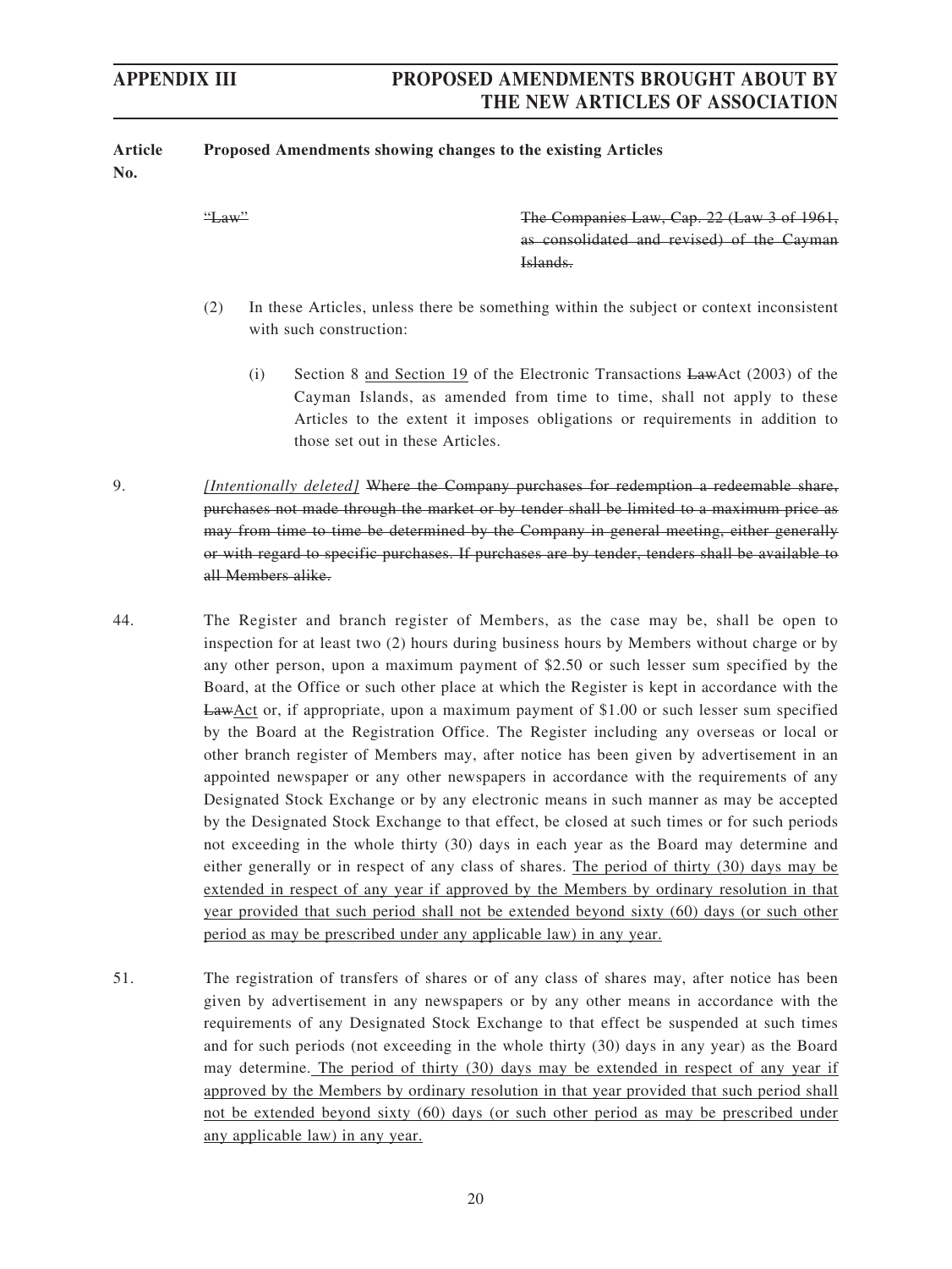| Article No. | Proposed Amendments showing changes to the existing Articles |
|---|---|
| | ~~"Law"~~ ~~The Companies Law, Cap. 22 (Law 3 of 1961, as consolidated and revised) of the Cayman Islands.~~ |
| | (2) In these Articles, unless there be something within the subject or context inconsistent with such construction:<br><br>(i) Section 8 <u>and Section 19</u> of the Electronic Transactions ~~Law~~Act (2003) of the Cayman Islands, as amended from time to time, shall not apply to these Articles to the extent it imposes obligations or requirements in addition to those set out in these Articles. |
| 9. | *[Intentionally deleted]* ~~Where the Company purchases for redemption a redeemable share, purchases not made through the market or by tender shall be limited to a maximum price as may from time to time be determined by the Company in general meeting, either generally or with regard to specific purchases. If purchases are by tender, tenders shall be available to all Members alike.~~ |
| 44. | The Register and branch register of Members, as the case may be, shall be open to inspection for at least two (2) hours during business hours by Members without charge or by any other person, upon a maximum payment of $2.50 or such lesser sum specified by the Board, at the Office or such other place at which the Register is kept in accordance with the ~~Law~~<u>Act</u> or, if appropriate, upon a maximum payment of $1.00 or such lesser sum specified by the Board at the Registration Office. The Register including any overseas or local or other branch register of Members may, after notice has been given by advertisement in an appointed newspaper or any other newspapers in accordance with the requirements of any Designated Stock Exchange or by any electronic means in such manner as may be accepted by the Designated Stock Exchange to that effect, be closed at such times or for such periods not exceeding in the whole thirty (30) days in each year as the Board may determine and either generally or in respect of any class of shares. <u>The period of thirty (30) days may be extended in respect of any year if approved by the Members by ordinary resolution in that year provided that such period shall not be extended beyond sixty (60) days (or such other period as may be prescribed under any applicable law) in any year.</u> |
| 51. | The registration of transfers of shares or of any class of shares may, after notice has been given by advertisement in any newspapers or by any other means in accordance with the requirements of any Designated Stock Exchange to that effect be suspended at such times and for such periods (not exceeding in the whole thirty (30) days in any year) as the Board may determine. <u>The period of thirty (30) days may be extended in respect of any year if approved by the Members by ordinary resolution in that year provided that such period shall not be extended beyond sixty (60) days (or such other period as may be prescribed under any applicable law) in any year.</u> |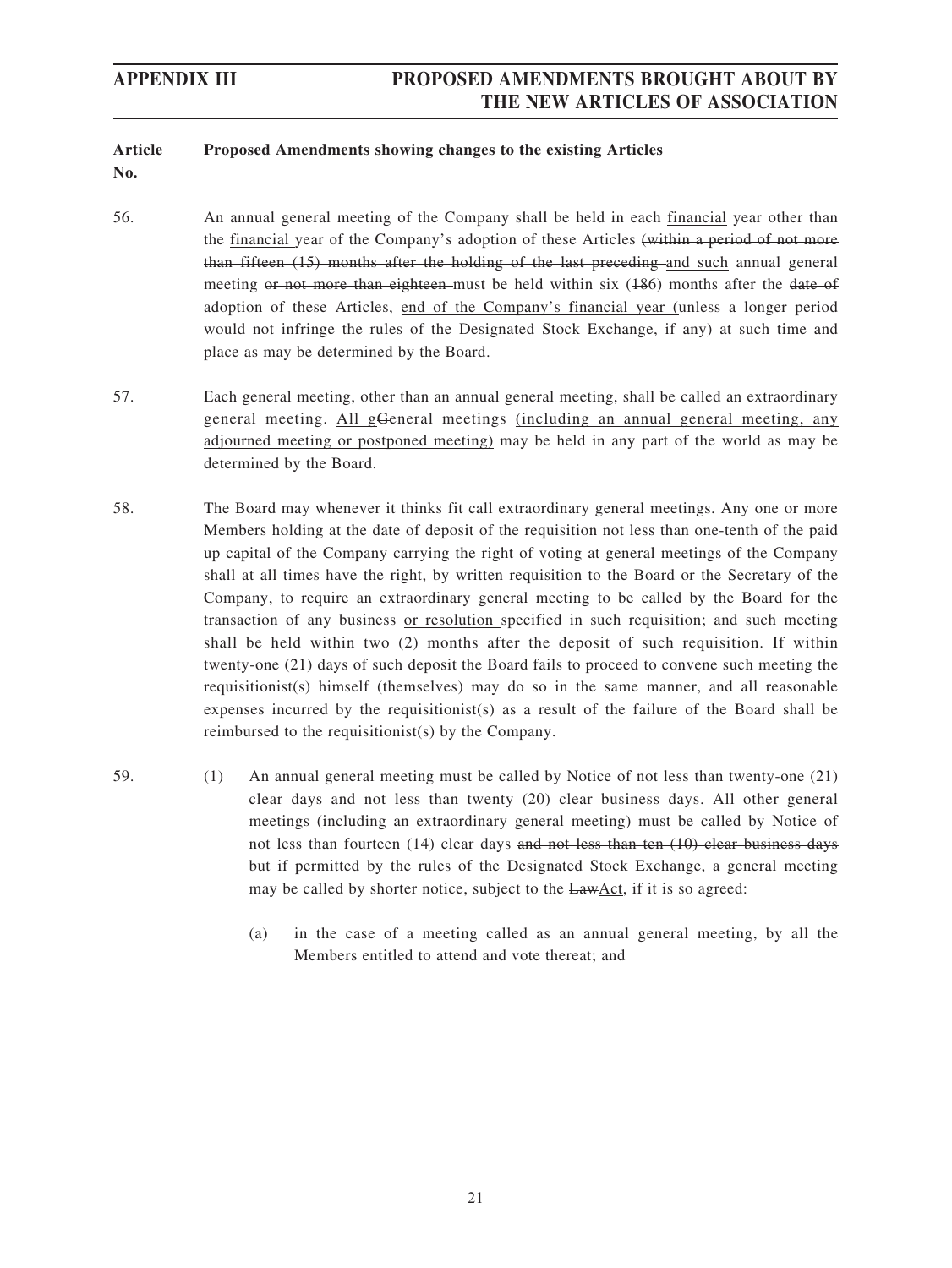| Article No. | Proposed Amendments showing changes to the existing Articles |
|---|---|
| 56. | An annual general meeting of the Company shall be held in each financial year other than the financial year of the Company's adoption of these Articles ~~(within a period of not more than fifteen (15) months after the holding of the last preceding~~ and such annual general meeting ~~or not more than eighteen~~ must be held within six (~~18~~6) months after the ~~date of adoption of these Articles,~~ end of the Company's financial year (unless a longer period would not infringe the rules of the Designated Stock Exchange, if any) at such time and place as may be determined by the Board. |
| 57. | Each general meeting, other than an annual general meeting, shall be called an extraordinary general meeting. All g~~G~~eneral meetings (including an annual general meeting, any adjourned meeting or postponed meeting) may be held in any part of the world as may be determined by the Board. |
| 58. | The Board may whenever it thinks fit call extraordinary general meetings. Any one or more Members holding at the date of deposit of the requisition not less than one-tenth of the paid up capital of the Company carrying the right of voting at general meetings of the Company shall at all times have the right, by written requisition to the Board or the Secretary of the Company, to require an extraordinary general meeting to be called by the Board for the transaction of any business or resolution specified in such requisition; and such meeting shall be held within two (2) months after the deposit of such requisition. If within twenty-one (21) days of such deposit the Board fails to proceed to convene such meeting the requisitionist(s) himself (themselves) may do so in the same manner, and all reasonable expenses incurred by the requisitionist(s) as a result of the failure of the Board shall be reimbursed to the requisitionist(s) by the Company. |
| 59. | (1) An annual general meeting must be called by Notice of not less than twenty-one (21) clear days ~~and not less than twenty (20) clear business days~~. All other general meetings (including an extraordinary general meeting) must be called by Notice of not less than fourteen (14) clear days ~~and not less than ten (10) clear business days~~ but if permitted by the rules of the Designated Stock Exchange, a general meeting may be called by shorter notice, subject to the ~~Law~~Act, if it is so agreed:<br><br>(a) in the case of a meeting called as an annual general meeting, by all the Members entitled to attend and vote thereat; and |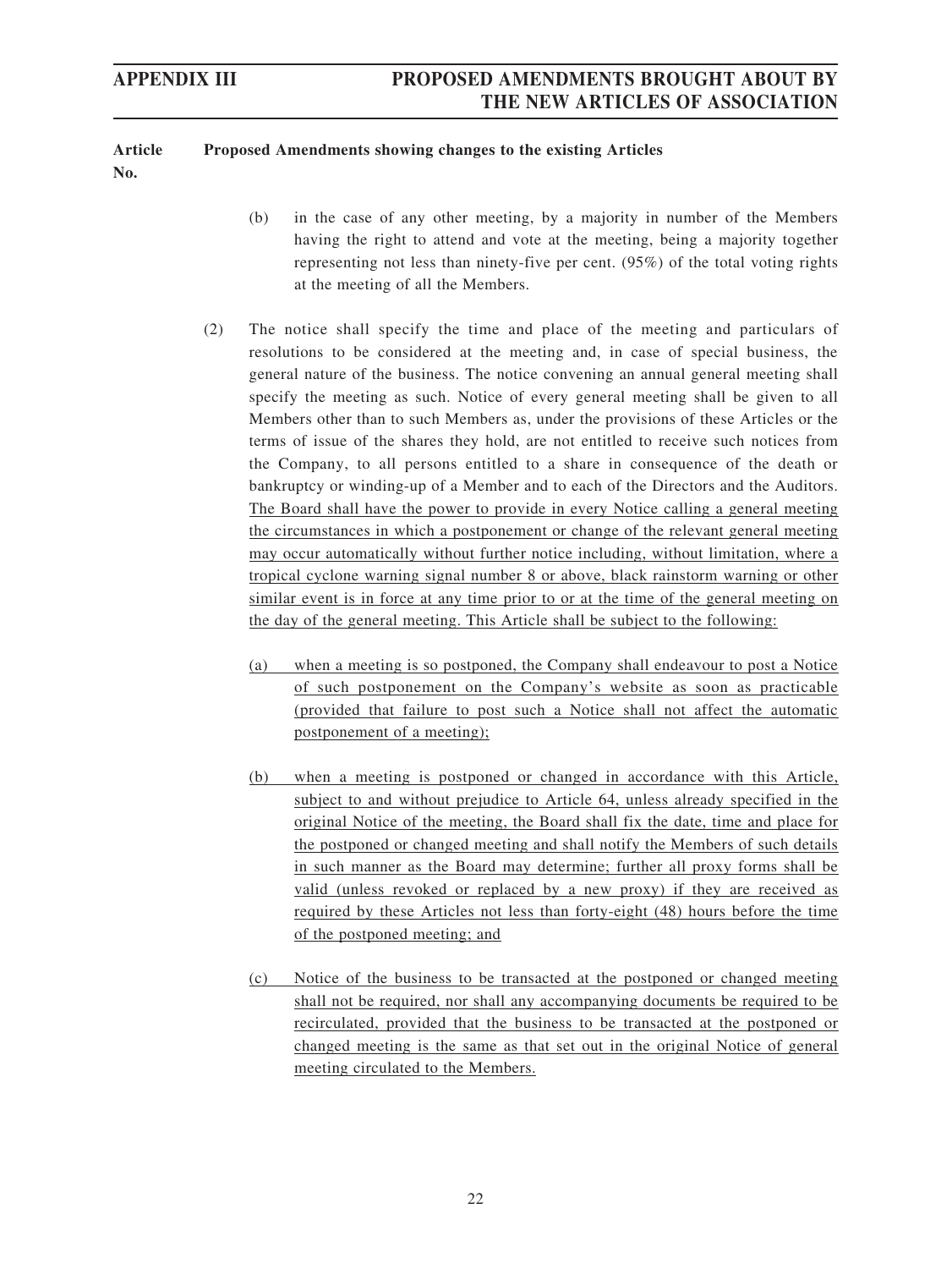**Article No.** | **Proposed Amendments showing changes to the existing Articles**

(b) in the case of any other meeting, by a majority in number of the Members having the right to attend and vote at the meeting, being a majority together representing not less than ninety-five per cent. (95%) of the total voting rights at the meeting of all the Members.

(2) The notice shall specify the time and place of the meeting and particulars of resolutions to be considered at the meeting and, in case of special business, the general nature of the business. The notice convening an annual general meeting shall specify the meeting as such. Notice of every general meeting shall be given to all Members other than to such Members as, under the provisions of these Articles or the terms of issue of the shares they hold, are not entitled to receive such notices from the Company, to all persons entitled to a share in consequence of the death or bankruptcy or winding-up of a Member and to each of the Directors and the Auditors. <u>The Board shall have the power to provide in every Notice calling a general meeting the circumstances in which a postponement or change of the relevant general meeting may occur automatically without further notice including, without limitation, where a tropical cyclone warning signal number 8 or above, black rainstorm warning or other similar event is in force at any time prior to or at the time of the general meeting on the day of the general meeting. This Article shall be subject to the following:</u>

<u>(a) when a meeting is so postponed, the Company shall endeavour to post a Notice of such postponement on the Company's website as soon as practicable (provided that failure to post such a Notice shall not affect the automatic postponement of a meeting);</u>

<u>(b) when a meeting is postponed or changed in accordance with this Article, subject to and without prejudice to Article 64, unless already specified in the original Notice of the meeting, the Board shall fix the date, time and place for the postponed or changed meeting and shall notify the Members of such details in such manner as the Board may determine; further all proxy forms shall be valid (unless revoked or replaced by a new proxy) if they are received as required by these Articles not less than forty-eight (48) hours before the time of the postponed meeting; and</u>

<u>(c) Notice of the business to be transacted at the postponed or changed meeting shall not be required, nor shall any accompanying documents be required to be recirculated, provided that the business to be transacted at the postponed or changed meeting is the same as that set out in the original Notice of general meeting circulated to the Members.</u>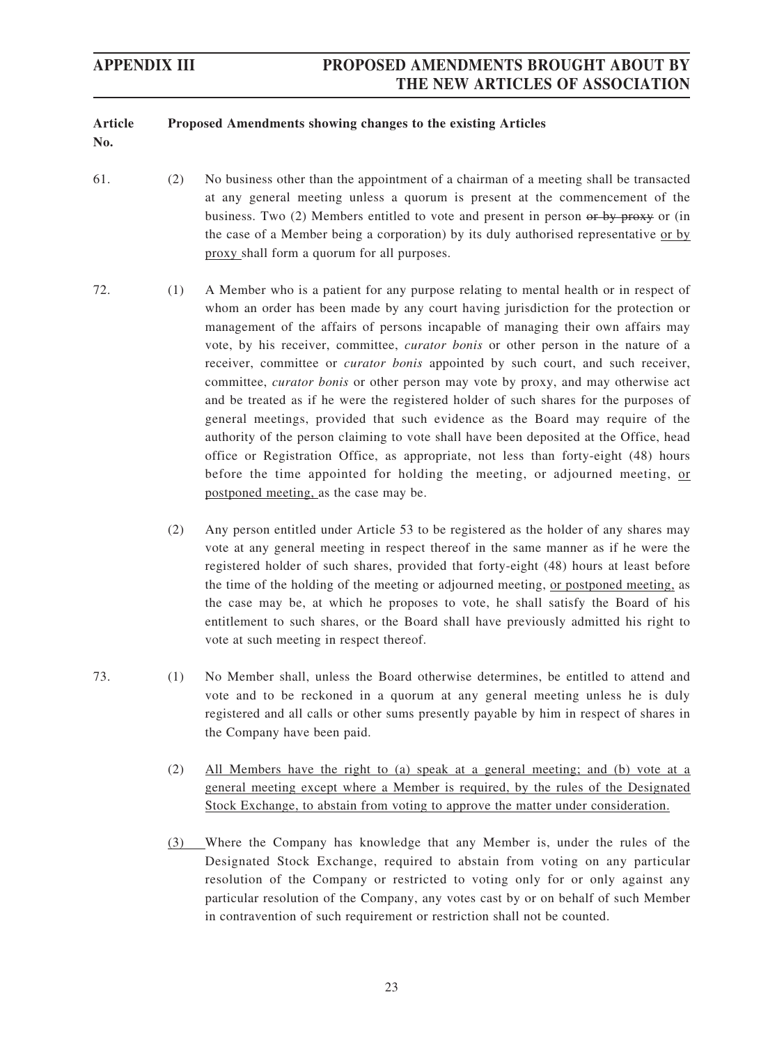| Article No. | Proposed Amendments showing changes to the existing Articles |
|---|---|
| 61. | (2) No business other than the appointment of a chairman of a meeting shall be transacted at any general meeting unless a quorum is present at the commencement of the business. Two (2) Members entitled to vote and present in person ~~or by proxy~~ or (in the case of a Member being a corporation) by its duly authorised representative <u>or by proxy</u> shall form a quorum for all purposes. |
| 72. | (1) A Member who is a patient for any purpose relating to mental health or in respect of whom an order has been made by any court having jurisdiction for the protection or management of the affairs of persons incapable of managing their own affairs may vote, by his receiver, committee, *curator bonis* or other person in the nature of a receiver, committee or *curator bonis* appointed by such court, and such receiver, committee, *curator bonis* or other person may vote by proxy, and may otherwise act and be treated as if he were the registered holder of such shares for the purposes of general meetings, provided that such evidence as the Board may require of the authority of the person claiming to vote shall have been deposited at the Office, head office or Registration Office, as appropriate, not less than forty-eight (48) hours before the time appointed for holding the meeting, or adjourned meeting, <u>or postponed meeting,</u> as the case may be. |
| | (2) Any person entitled under Article 53 to be registered as the holder of any shares may vote at any general meeting in respect thereof in the same manner as if he were the registered holder of such shares, provided that forty-eight (48) hours at least before the time of the holding of the meeting or adjourned meeting, <u>or postponed meeting,</u> as the case may be, at which he proposes to vote, he shall satisfy the Board of his entitlement to such shares, or the Board shall have previously admitted his right to vote at such meeting in respect thereof. |
| 73. | (1) No Member shall, unless the Board otherwise determines, be entitled to attend and vote and to be reckoned in a quorum at any general meeting unless he is duly registered and all calls or other sums presently payable by him in respect of shares in the Company have been paid. |
| | (2) <u>All Members have the right to (a) speak at a general meeting; and (b) vote at a general meeting except where a Member is required, by the rules of the Designated Stock Exchange, to abstain from voting to approve the matter under consideration.</u> |
| | <u>(3)</u> Where the Company has knowledge that any Member is, under the rules of the Designated Stock Exchange, required to abstain from voting on any particular resolution of the Company or restricted to voting only for or only against any particular resolution of the Company, any votes cast by or on behalf of such Member in contravention of such requirement or restriction shall not be counted. |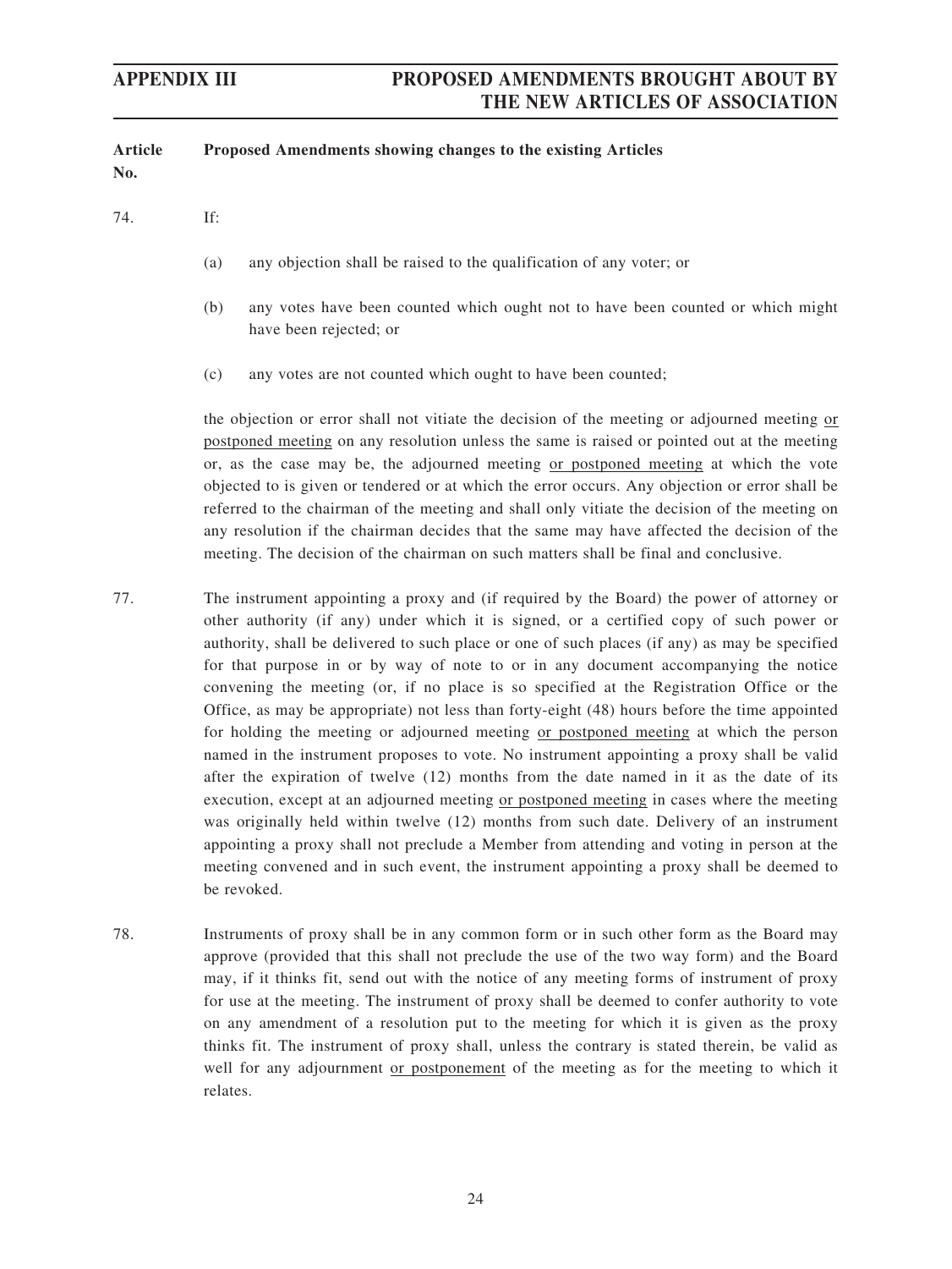| Article No. | Proposed Amendments showing changes to the existing Articles |
|---|---|
| 74. | If:<br><br>(a) any objection shall be raised to the qualification of any voter; or<br><br>(b) any votes have been counted which ought not to have been counted or which might have been rejected; or<br><br>(c) any votes are not counted which ought to have been counted;<br><br>the objection or error shall not vitiate the decision of the meeting or adjourned meeting or postponed meeting on any resolution unless the same is raised or pointed out at the meeting or, as the case may be, the adjourned meeting or postponed meeting at which the vote objected to is given or tendered or at which the error occurs. Any objection or error shall be referred to the chairman of the meeting and shall only vitiate the decision of the meeting on any resolution if the chairman decides that the same may have affected the decision of the meeting. The decision of the chairman on such matters shall be final and conclusive. |
| 77. | The instrument appointing a proxy and (if required by the Board) the power of attorney or other authority (if any) under which it is signed, or a certified copy of such power or authority, shall be delivered to such place or one of such places (if any) as may be specified for that purpose in or by way of note to or in any document accompanying the notice convening the meeting (or, if no place is so specified at the Registration Office or the Office, as may be appropriate) not less than forty-eight (48) hours before the time appointed for holding the meeting or adjourned meeting or postponed meeting at which the person named in the instrument proposes to vote. No instrument appointing a proxy shall be valid after the expiration of twelve (12) months from the date named in it as the date of its execution, except at an adjourned meeting or postponed meeting in cases where the meeting was originally held within twelve (12) months from such date. Delivery of an instrument appointing a proxy shall not preclude a Member from attending and voting in person at the meeting convened and in such event, the instrument appointing a proxy shall be deemed to be revoked. |
| 78. | Instruments of proxy shall be in any common form or in such other form as the Board may approve (provided that this shall not preclude the use of the two way form) and the Board may, if it thinks fit, send out with the notice of any meeting forms of instrument of proxy for use at the meeting. The instrument of proxy shall be deemed to confer authority to vote on any amendment of a resolution put to the meeting for which it is given as the proxy thinks fit. The instrument of proxy shall, unless the contrary is stated therein, be valid as well for any adjournment or postponement of the meeting as for the meeting to which it relates. |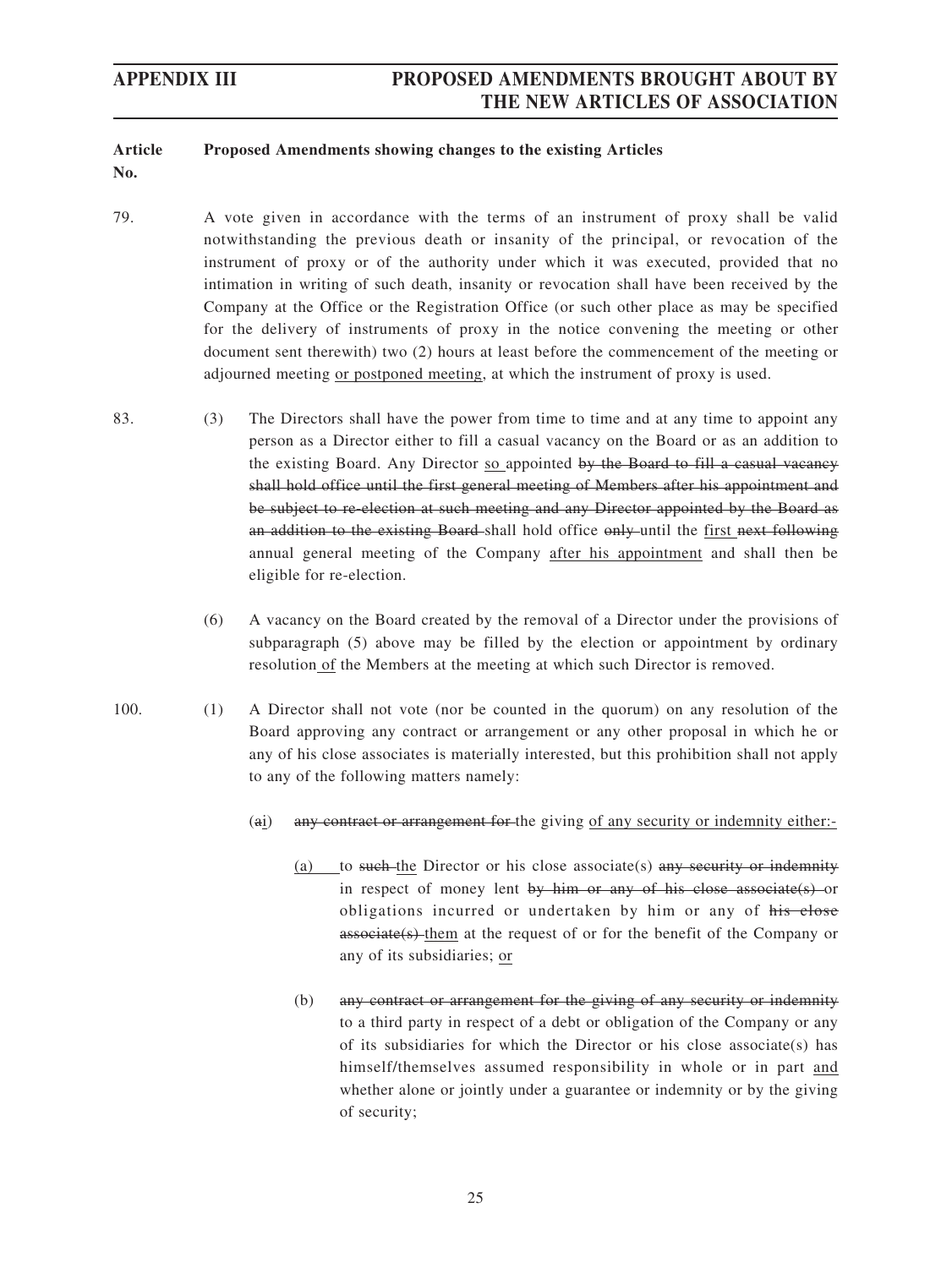**Article No.** **Proposed Amendments showing changes to the existing Articles**

79. A vote given in accordance with the terms of an instrument of proxy shall be valid notwithstanding the previous death or insanity of the principal, or revocation of the instrument of proxy or of the authority under which it was executed, provided that no intimation in writing of such death, insanity or revocation shall have been received by the Company at the Office or the Registration Office (or such other place as may be specified for the delivery of instruments of proxy in the notice convening the meeting or other document sent therewith) two (2) hours at least before the commencement of the meeting or adjourned meeting <u>or postponed meeting</u>, at which the instrument of proxy is used.

83. (3) The Directors shall have the power from time to time and at any time to appoint any person as a Director either to fill a casual vacancy on the Board or as an addition to the existing Board. Any Director <u>so</u> appointed ~~by the Board to fill a casual vacancy shall hold office until the first general meeting of Members after his appointment and be subject to re-election at such meeting and any Director appointed by the Board as an addition to the existing Board~~ shall hold office ~~only~~ until the <u>first</u> ~~next following~~ annual general meeting of the Company <u>after his appointment</u> and shall then be eligible for re-election.

(6) A vacancy on the Board created by the removal of a Director under the provisions of subparagraph (5) above may be filled by the election or appointment by ordinary resolution <u>of</u> the Members at the meeting at which such Director is removed.

100. (1) A Director shall not vote (nor be counted in the quorum) on any resolution of the Board approving any contract or arrangement or any other proposal in which he or any of his close associates is materially interested, but this prohibition shall not apply to any of the following matters namely:

(~~a~~<u>i</u>) ~~any contract or arrangement for~~ the giving <u>of any security or indemnity either:-</u>

<u>(a)</u> to ~~such~~ <u>the</u> Director or his close associate(s) ~~any security or indemnity~~ in respect of money lent ~~by him or any of his close associate(s)~~ or obligations incurred or undertaken by him or any of ~~his close associate(s)~~ <u>them</u> at the request of or for the benefit of the Company or any of its subsidiaries; <u>or</u>

(b) ~~any contract or arrangement for the giving of any security or indemnity~~ to a third party in respect of a debt or obligation of the Company or any of its subsidiaries for which the Director or his close associate(s) has himself/themselves assumed responsibility in whole or in part <u>and</u> whether alone or jointly under a guarantee or indemnity or by the giving of security;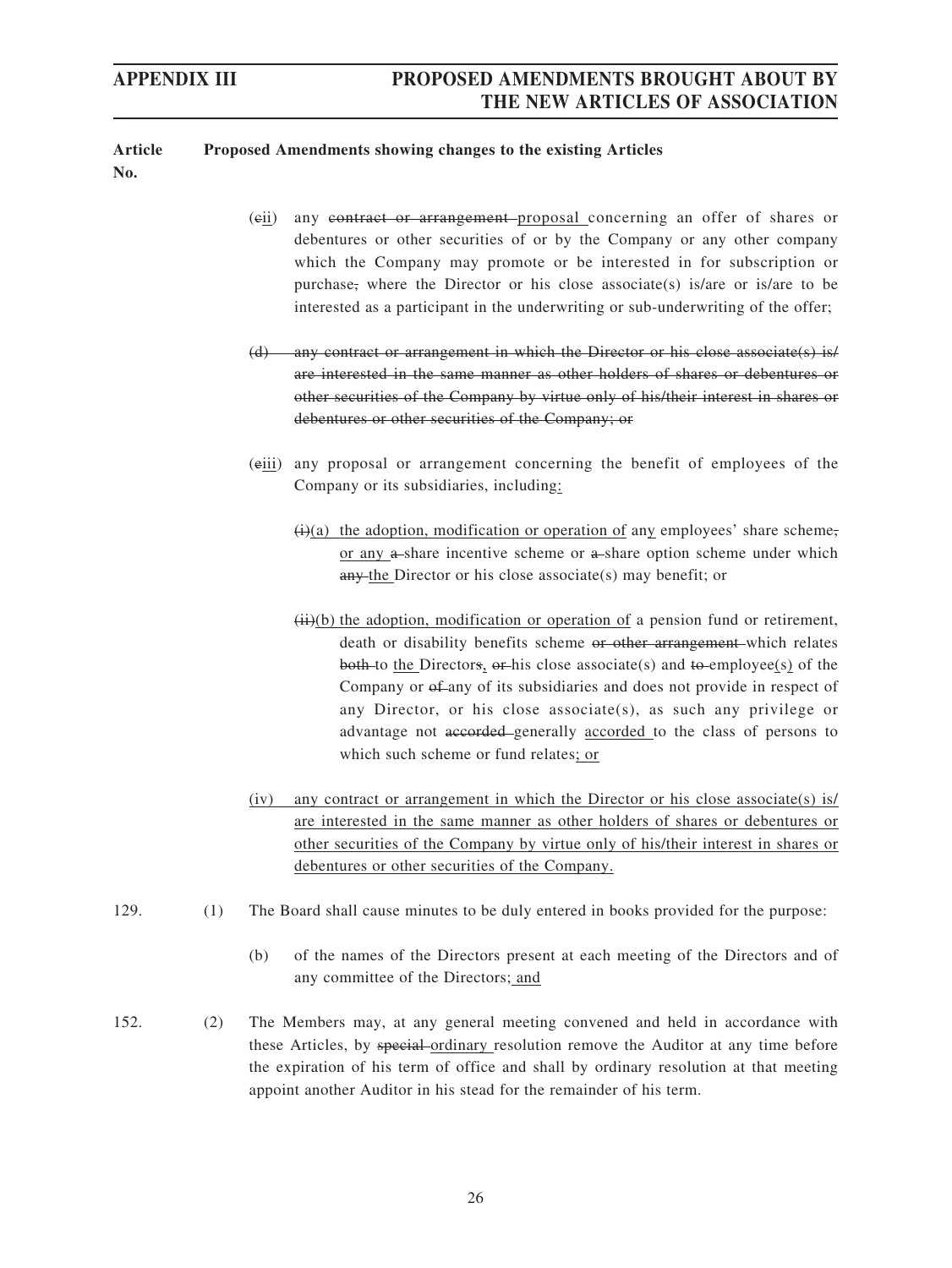**Article No.** | **Proposed Amendments showing changes to the existing Articles**

(~~c~~ii) any ~~contract or arrangement~~ proposal concerning an offer of shares or debentures or other securities of or by the Company or any other company which the Company may promote or be interested in for subscription or purchase~~,~~ where the Director or his close associate(s) is/are or is/are to be interested as a participant in the underwriting or sub-underwriting of the offer;

~~(d) any contract or arrangement in which the Director or his close associate(s) is/are interested in the same manner as other holders of shares or debentures or other securities of the Company by virtue only of his/their interest in shares or debentures or other securities of the Company; or~~

(~~e~~iii) any proposal or arrangement concerning the benefit of employees of the Company or its subsidiaries, including:

~~(i)~~(a) the adoption, modification or operation of any employees' share scheme~~,~~ or any ~~a~~ share incentive scheme or ~~a~~ share option scheme under which ~~any~~ the Director or his close associate(s) may benefit; or

~~(ii)~~(b) the adoption, modification or operation of a pension fund or retirement, death or disability benefits scheme ~~or other arrangement~~ which relates ~~both~~ to the Directors~~, or~~ his close associate(s) and ~~to~~ employee(s) of the Company or ~~of~~ any of its subsidiaries and does not provide in respect of any Director, or his close associate(s), as such any privilege or advantage not ~~accorded~~ generally accorded to the class of persons to which such scheme or fund relates; or

(iv) any contract or arrangement in which the Director or his close associate(s) is/are interested in the same manner as other holders of shares or debentures or other securities of the Company by virtue only of his/their interest in shares or debentures or other securities of the Company.

129. (1) The Board shall cause minutes to be duly entered in books provided for the purpose:

(b) of the names of the Directors present at each meeting of the Directors and of any committee of the Directors; and

152. (2) The Members may, at any general meeting convened and held in accordance with these Articles, by ~~special~~ ordinary resolution remove the Auditor at any time before the expiration of his term of office and shall by ordinary resolution at that meeting appoint another Auditor in his stead for the remainder of his term.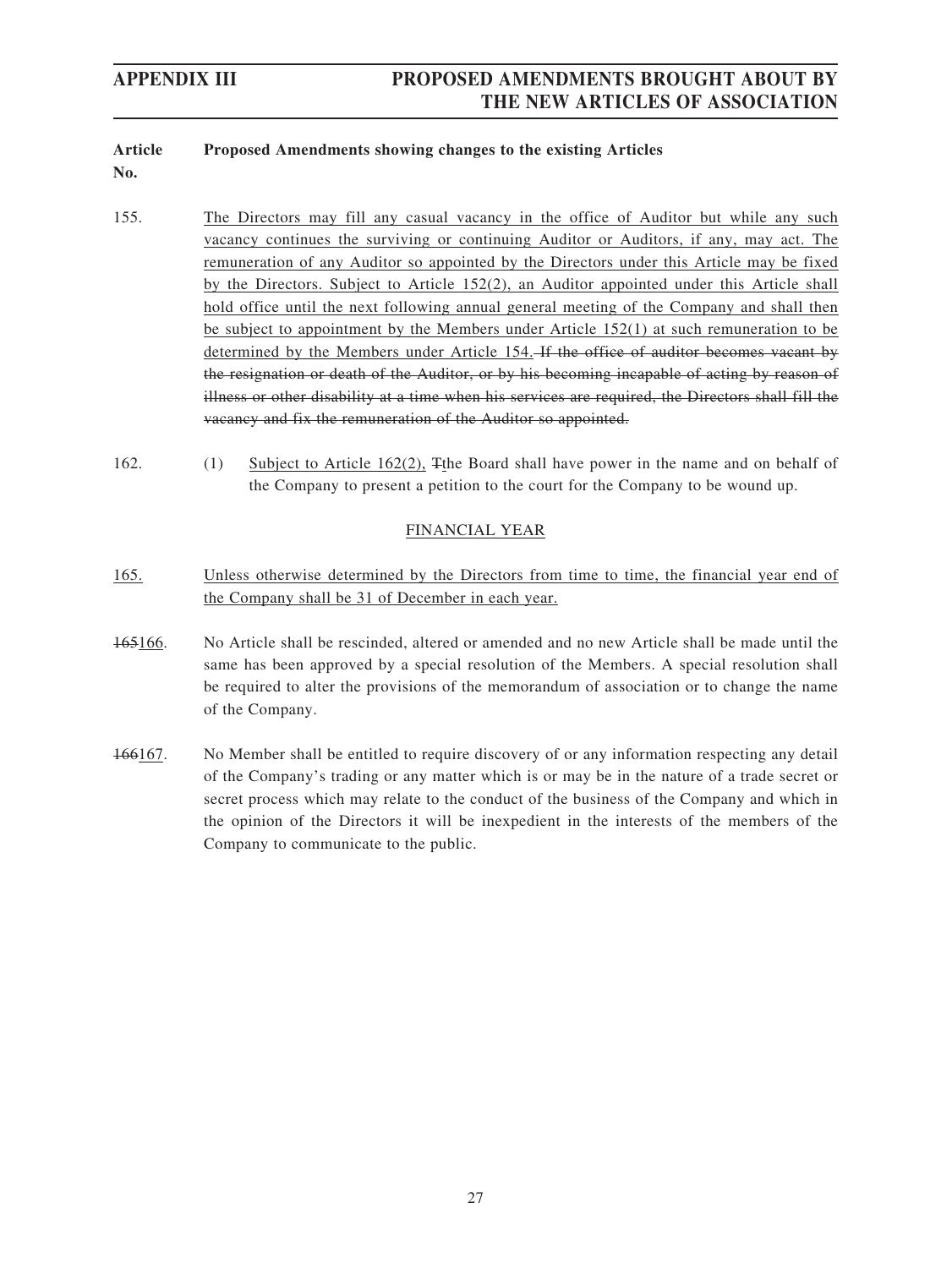| Article No. | Proposed Amendments showing changes to the existing Articles |
|---|---|
| 155. | The Directors may fill any casual vacancy in the office of Auditor but while any such vacancy continues the surviving or continuing Auditor or Auditors, if any, may act. The remuneration of any Auditor so appointed by the Directors under this Article may be fixed by the Directors. Subject to Article 152(2), an Auditor appointed under this Article shall hold office until the next following annual general meeting of the Company and shall then be subject to appointment by the Members under Article 152(1) at such remuneration to be determined by the Members under Article 154. ~~If the office of auditor becomes vacant by the resignation or death of the Auditor, or by his becoming incapable of acting by reason of illness or other disability at a time when his services are required, the Directors shall fill the vacancy and fix the remuneration of the Auditor so appointed.~~ |
| 162. | (1) Subject to Article 162(2), ~~T~~the Board shall have power in the name and on behalf of the Company to present a petition to the court for the Company to be wound up. |
| | FINANCIAL YEAR |
| 165. | Unless otherwise determined by the Directors from time to time, the financial year end of the Company shall be 31 of December in each year. |
| ~~165~~166. | No Article shall be rescinded, altered or amended and no new Article shall be made until the same has been approved by a special resolution of the Members. A special resolution shall be required to alter the provisions of the memorandum of association or to change the name of the Company. |
| ~~166~~167. | No Member shall be entitled to require discovery of or any information respecting any detail of the Company's trading or any matter which is or may be in the nature of a trade secret or secret process which may relate to the conduct of the business of the Company and which in the opinion of the Directors it will be inexpedient in the interests of the members of the Company to communicate to the public. |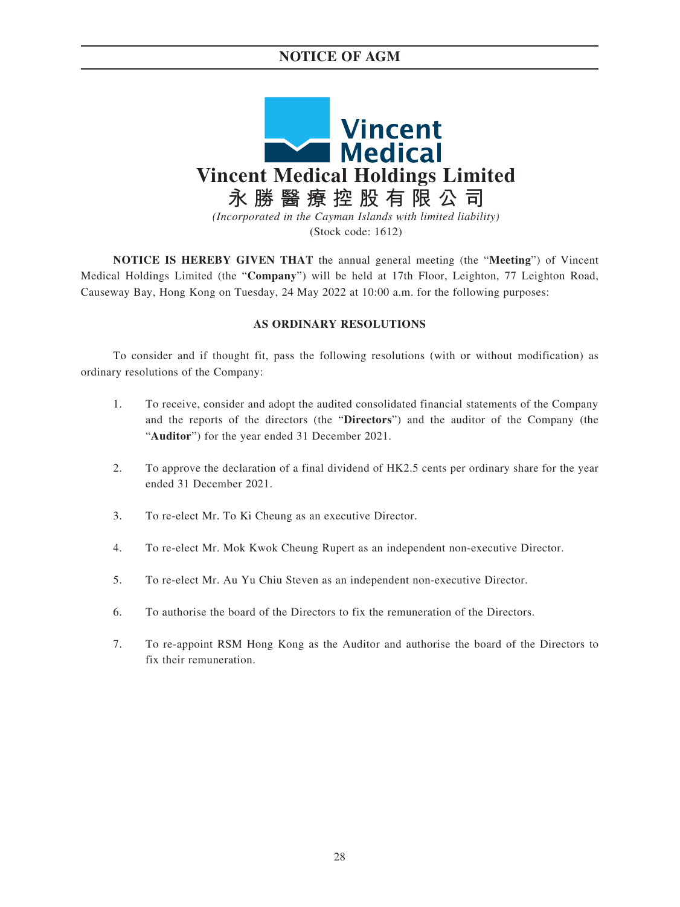# NOTICE OF AGM

**Vincent Medical Holdings Limited**

**永勝醫療控股有限公司**

*(Incorporated in the Cayman Islands with limited liability)*

(Stock code: 1612)

**NOTICE IS HEREBY GIVEN THAT** the annual general meeting (the "**Meeting**") of Vincent Medical Holdings Limited (the "**Company**") will be held at 17th Floor, Leighton, 77 Leighton Road, Causeway Bay, Hong Kong on Tuesday, 24 May 2022 at 10:00 a.m. for the following purposes:

**AS ORDINARY RESOLUTIONS**

To consider and if thought fit, pass the following resolutions (with or without modification) as ordinary resolutions of the Company:

1. To receive, consider and adopt the audited consolidated financial statements of the Company and the reports of the directors (the "**Directors**") and the auditor of the Company (the "**Auditor**") for the year ended 31 December 2021.

2. To approve the declaration of a final dividend of HK2.5 cents per ordinary share for the year ended 31 December 2021.

3. To re-elect Mr. To Ki Cheung as an executive Director.

4. To re-elect Mr. Mok Kwok Cheung Rupert as an independent non-executive Director.

5. To re-elect Mr. Au Yu Chiu Steven as an independent non-executive Director.

6. To authorise the board of the Directors to fix the remuneration of the Directors.

7. To re-appoint RSM Hong Kong as the Auditor and authorise the board of the Directors to fix their remuneration.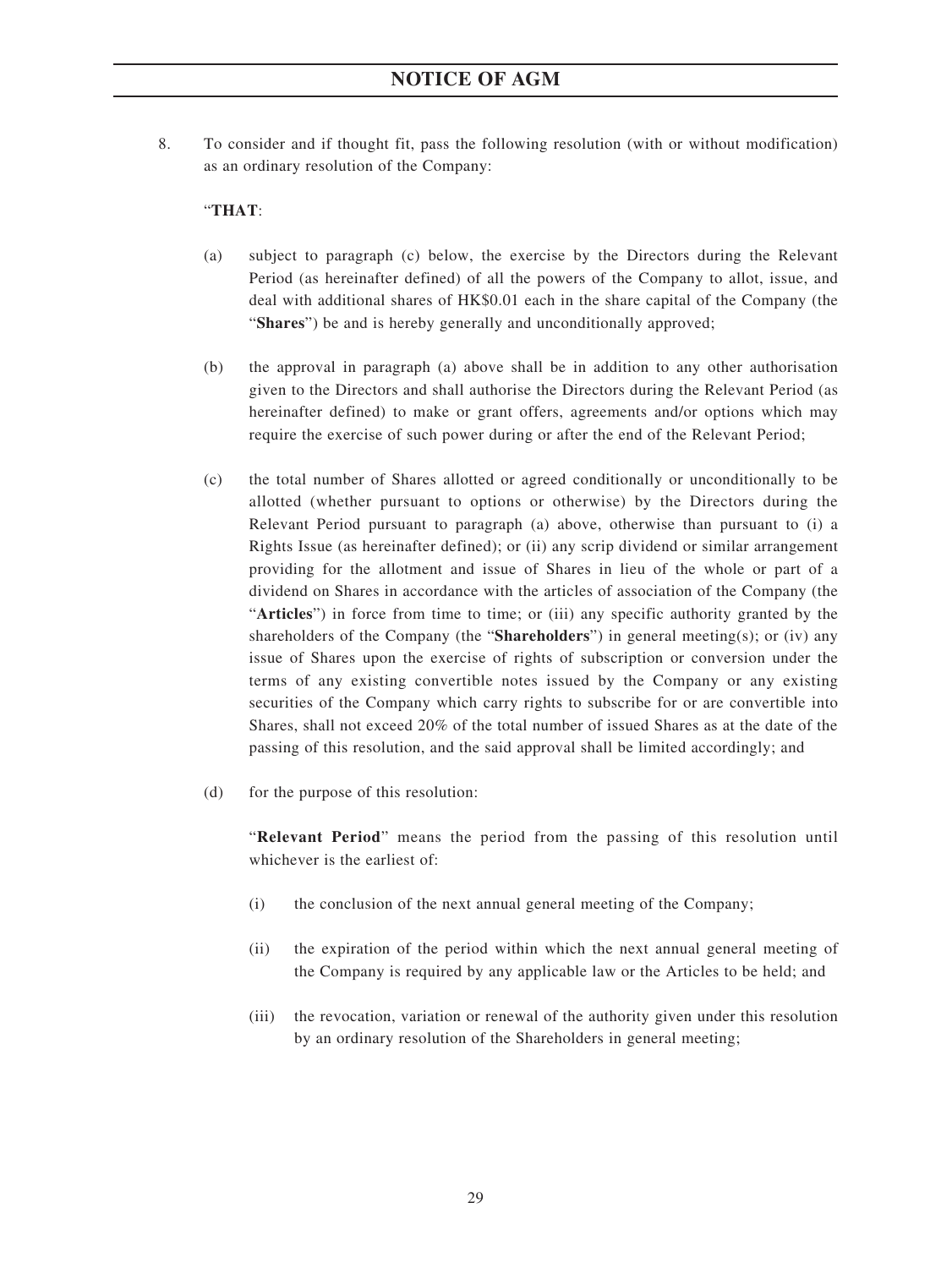8. To consider and if thought fit, pass the following resolution (with or without modification) as an ordinary resolution of the Company:

"**THAT**:

(a) subject to paragraph (c) below, the exercise by the Directors during the Relevant Period (as hereinafter defined) of all the powers of the Company to allot, issue, and deal with additional shares of HK$0.01 each in the share capital of the Company (the "**Shares**") be and is hereby generally and unconditionally approved;

(b) the approval in paragraph (a) above shall be in addition to any other authorisation given to the Directors and shall authorise the Directors during the Relevant Period (as hereinafter defined) to make or grant offers, agreements and/or options which may require the exercise of such power during or after the end of the Relevant Period;

(c) the total number of Shares allotted or agreed conditionally or unconditionally to be allotted (whether pursuant to options or otherwise) by the Directors during the Relevant Period pursuant to paragraph (a) above, otherwise than pursuant to (i) a Rights Issue (as hereinafter defined); or (ii) any scrip dividend or similar arrangement providing for the allotment and issue of Shares in lieu of the whole or part of a dividend on Shares in accordance with the articles of association of the Company (the "**Articles**") in force from time to time; or (iii) any specific authority granted by the shareholders of the Company (the "**Shareholders**") in general meeting(s); or (iv) any issue of Shares upon the exercise of rights of subscription or conversion under the terms of any existing convertible notes issued by the Company or any existing securities of the Company which carry rights to subscribe for or are convertible into Shares, shall not exceed 20% of the total number of issued Shares as at the date of the passing of this resolution, and the said approval shall be limited accordingly; and

(d) for the purpose of this resolution:

"**Relevant Period**" means the period from the passing of this resolution until whichever is the earliest of:

(i) the conclusion of the next annual general meeting of the Company;

(ii) the expiration of the period within which the next annual general meeting of the Company is required by any applicable law or the Articles to be held; and

(iii) the revocation, variation or renewal of the authority given under this resolution by an ordinary resolution of the Shareholders in general meeting;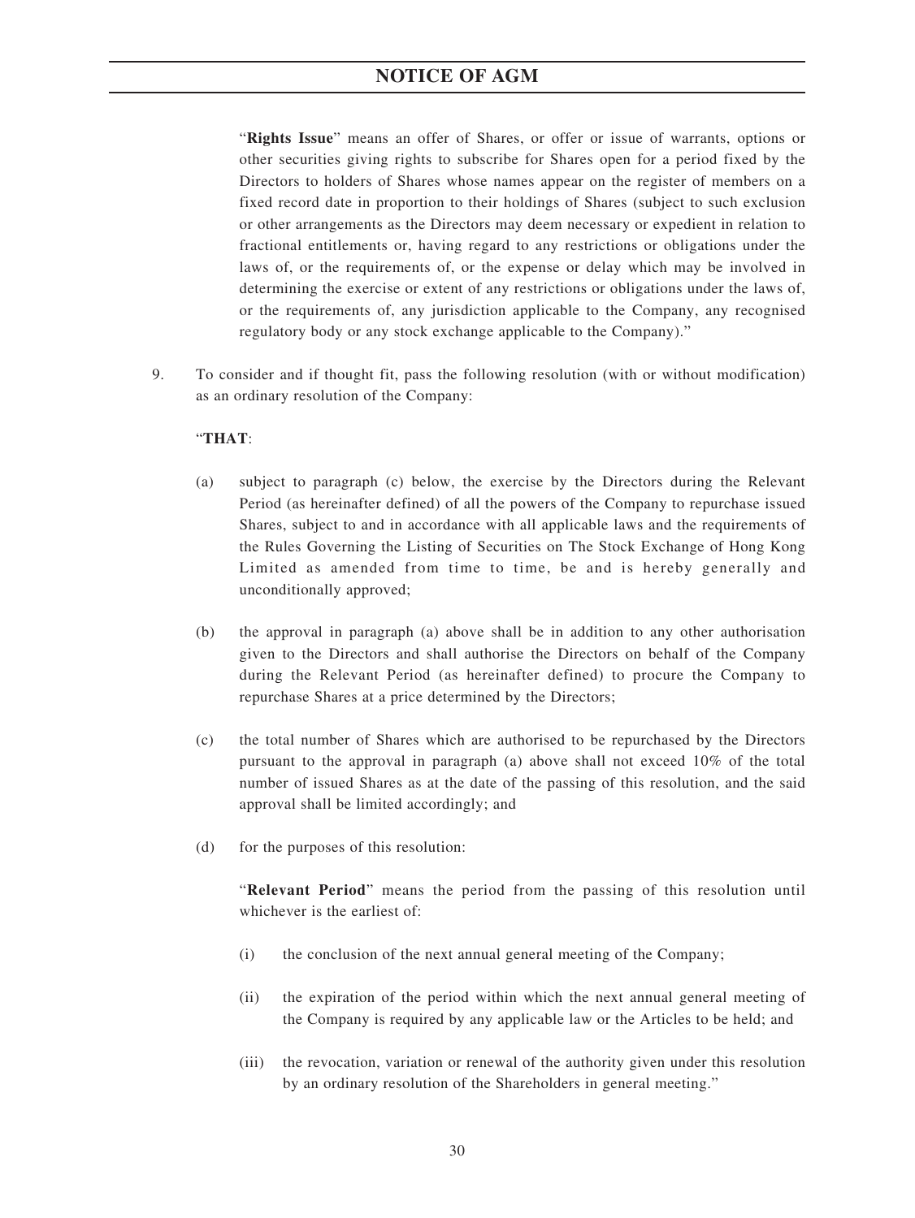"**Rights Issue**" means an offer of Shares, or offer or issue of warrants, options or other securities giving rights to subscribe for Shares open for a period fixed by the Directors to holders of Shares whose names appear on the register of members on a fixed record date in proportion to their holdings of Shares (subject to such exclusion or other arrangements as the Directors may deem necessary or expedient in relation to fractional entitlements or, having regard to any restrictions or obligations under the laws of, or the requirements of, or the expense or delay which may be involved in determining the exercise or extent of any restrictions or obligations under the laws of, or the requirements of, any jurisdiction applicable to the Company, any recognised regulatory body or any stock exchange applicable to the Company)."

9. To consider and if thought fit, pass the following resolution (with or without modification) as an ordinary resolution of the Company:

"**THAT**:

(a) subject to paragraph (c) below, the exercise by the Directors during the Relevant Period (as hereinafter defined) of all the powers of the Company to repurchase issued Shares, subject to and in accordance with all applicable laws and the requirements of the Rules Governing the Listing of Securities on The Stock Exchange of Hong Kong Limited as amended from time to time, be and is hereby generally and unconditionally approved;

(b) the approval in paragraph (a) above shall be in addition to any other authorisation given to the Directors and shall authorise the Directors on behalf of the Company during the Relevant Period (as hereinafter defined) to procure the Company to repurchase Shares at a price determined by the Directors;

(c) the total number of Shares which are authorised to be repurchased by the Directors pursuant to the approval in paragraph (a) above shall not exceed 10% of the total number of issued Shares as at the date of the passing of this resolution, and the said approval shall be limited accordingly; and

(d) for the purposes of this resolution:

"**Relevant Period**" means the period from the passing of this resolution until whichever is the earliest of:

(i) the conclusion of the next annual general meeting of the Company;

(ii) the expiration of the period within which the next annual general meeting of the Company is required by any applicable law or the Articles to be held; and

(iii) the revocation, variation or renewal of the authority given under this resolution by an ordinary resolution of the Shareholders in general meeting."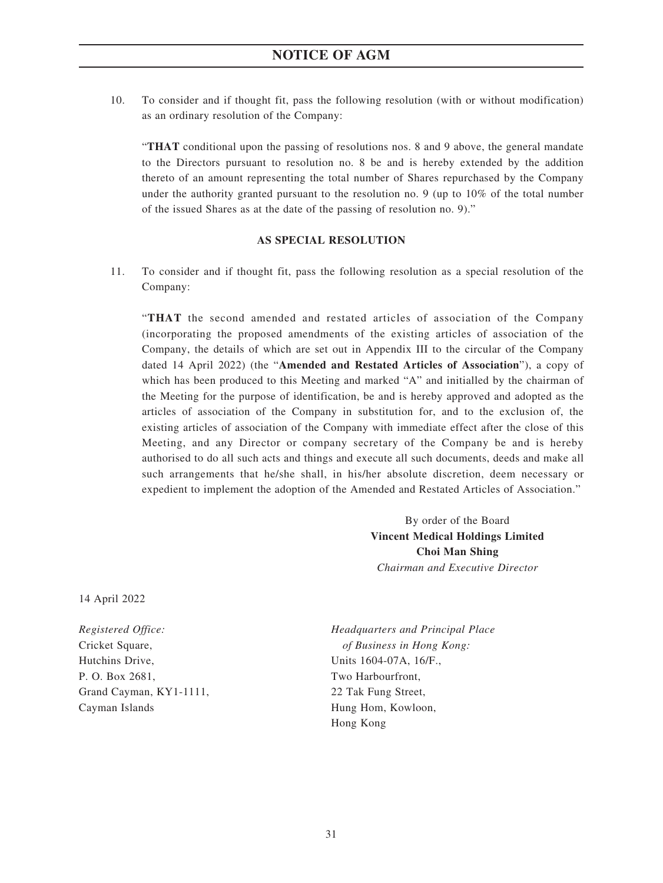10. To consider and if thought fit, pass the following resolution (with or without modification) as an ordinary resolution of the Company:

 "**THAT** conditional upon the passing of resolutions nos. 8 and 9 above, the general mandate to the Directors pursuant to resolution no. 8 be and is hereby extended by the addition thereto of an amount representing the total number of Shares repurchased by the Company under the authority granted pursuant to the resolution no. 9 (up to 10% of the total number of the issued Shares as at the date of the passing of resolution no. 9)."

**AS SPECIAL RESOLUTION**

11. To consider and if thought fit, pass the following resolution as a special resolution of the Company:

 "**THAT** the second amended and restated articles of association of the Company (incorporating the proposed amendments of the existing articles of association of the Company, the details of which are set out in Appendix III to the circular of the Company dated 14 April 2022) (the "**Amended and Restated Articles of Association**"), a copy of which has been produced to this Meeting and marked "A" and initialled by the chairman of the Meeting for the purpose of identification, be and is hereby approved and adopted as the articles of association of the Company in substitution for, and to the exclusion of, the existing articles of association of the Company with immediate effect after the close of this Meeting, and any Director or company secretary of the Company be and is hereby authorised to do all such acts and things and execute all such documents, deeds and make all such arrangements that he/she shall, in his/her absolute discretion, deem necessary or expedient to implement the adoption of the Amended and Restated Articles of Association."

By order of the Board
**Vincent Medical Holdings Limited**
**Choi Man Shing**
*Chairman and Executive Director*

14 April 2022

*Registered Office:*
Cricket Square,
Hutchins Drive,
P. O. Box 2681,
Grand Cayman, KY1-1111,
Cayman Islands

*Headquarters and Principal Place of Business in Hong Kong:*
Units 1604-07A, 16/F.,
Two Harbourfront,
22 Tak Fung Street,
Hung Hom, Kowloon,
Hong Kong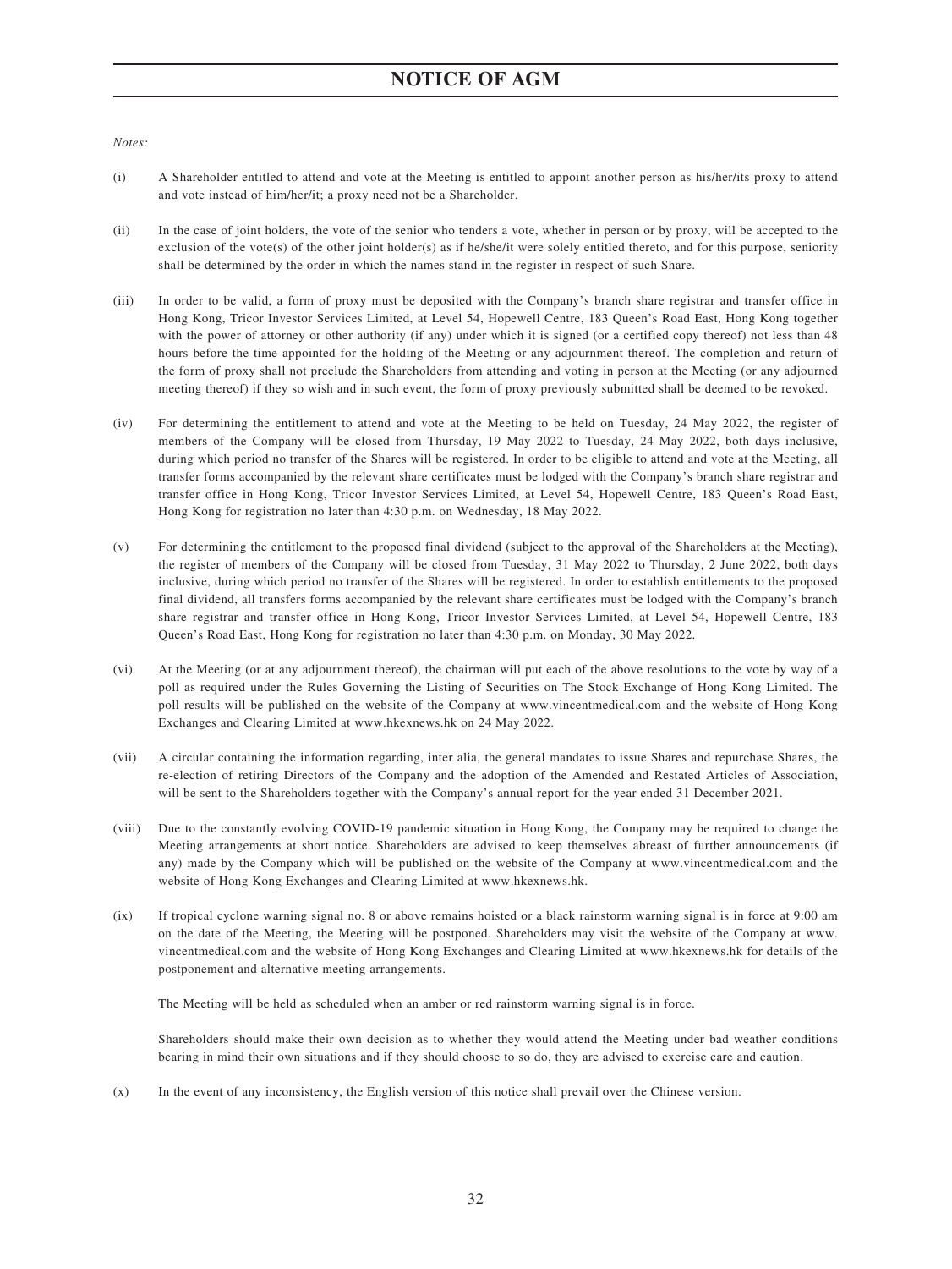# NOTICE OF AGM

*Notes:*

(i) A Shareholder entitled to attend and vote at the Meeting is entitled to appoint another person as his/her/its proxy to attend and vote instead of him/her/it; a proxy need not be a Shareholder.

(ii) In the case of joint holders, the vote of the senior who tenders a vote, whether in person or by proxy, will be accepted to the exclusion of the vote(s) of the other joint holder(s) as if he/she/it were solely entitled thereto, and for this purpose, seniority shall be determined by the order in which the names stand in the register in respect of such Share.

(iii) In order to be valid, a form of proxy must be deposited with the Company's branch share registrar and transfer office in Hong Kong, Tricor Investor Services Limited, at Level 54, Hopewell Centre, 183 Queen's Road East, Hong Kong together with the power of attorney or other authority (if any) under which it is signed (or a certified copy thereof) not less than 48 hours before the time appointed for the holding of the Meeting or any adjournment thereof. The completion and return of the form of proxy shall not preclude the Shareholders from attending and voting in person at the Meeting (or any adjourned meeting thereof) if they so wish and in such event, the form of proxy previously submitted shall be deemed to be revoked.

(iv) For determining the entitlement to attend and vote at the Meeting to be held on Tuesday, 24 May 2022, the register of members of the Company will be closed from Thursday, 19 May 2022 to Tuesday, 24 May 2022, both days inclusive, during which period no transfer of the Shares will be registered. In order to be eligible to attend and vote at the Meeting, all transfer forms accompanied by the relevant share certificates must be lodged with the Company's branch share registrar and transfer office in Hong Kong, Tricor Investor Services Limited, at Level 54, Hopewell Centre, 183 Queen's Road East, Hong Kong for registration no later than 4:30 p.m. on Wednesday, 18 May 2022.

(v) For determining the entitlement to the proposed final dividend (subject to the approval of the Shareholders at the Meeting), the register of members of the Company will be closed from Tuesday, 31 May 2022 to Thursday, 2 June 2022, both days inclusive, during which period no transfer of the Shares will be registered. In order to establish entitlements to the proposed final dividend, all transfers forms accompanied by the relevant share certificates must be lodged with the Company's branch share registrar and transfer office in Hong Kong, Tricor Investor Services Limited, at Level 54, Hopewell Centre, 183 Queen's Road East, Hong Kong for registration no later than 4:30 p.m. on Monday, 30 May 2022.

(vi) At the Meeting (or at any adjournment thereof), the chairman will put each of the above resolutions to the vote by way of a poll as required under the Rules Governing the Listing of Securities on The Stock Exchange of Hong Kong Limited. The poll results will be published on the website of the Company at www.vincentmedical.com and the website of Hong Kong Exchanges and Clearing Limited at www.hkexnews.hk on 24 May 2022.

(vii) A circular containing the information regarding, inter alia, the general mandates to issue Shares and repurchase Shares, the re-election of retiring Directors of the Company and the adoption of the Amended and Restated Articles of Association, will be sent to the Shareholders together with the Company's annual report for the year ended 31 December 2021.

(viii) Due to the constantly evolving COVID-19 pandemic situation in Hong Kong, the Company may be required to change the Meeting arrangements at short notice. Shareholders are advised to keep themselves abreast of further announcements (if any) made by the Company which will be published on the website of the Company at www.vincentmedical.com and the website of Hong Kong Exchanges and Clearing Limited at www.hkexnews.hk.

(ix) If tropical cyclone warning signal no. 8 or above remains hoisted or a black rainstorm warning signal is in force at 9:00 am on the date of the Meeting, the Meeting will be postponed. Shareholders may visit the website of the Company at www.vincentmedical.com and the website of Hong Kong Exchanges and Clearing Limited at www.hkexnews.hk for details of the postponement and alternative meeting arrangements.

The Meeting will be held as scheduled when an amber or red rainstorm warning signal is in force.

Shareholders should make their own decision as to whether they would attend the Meeting under bad weather conditions bearing in mind their own situations and if they should choose to so do, they are advised to exercise care and caution.

(x) In the event of any inconsistency, the English version of this notice shall prevail over the Chinese version.